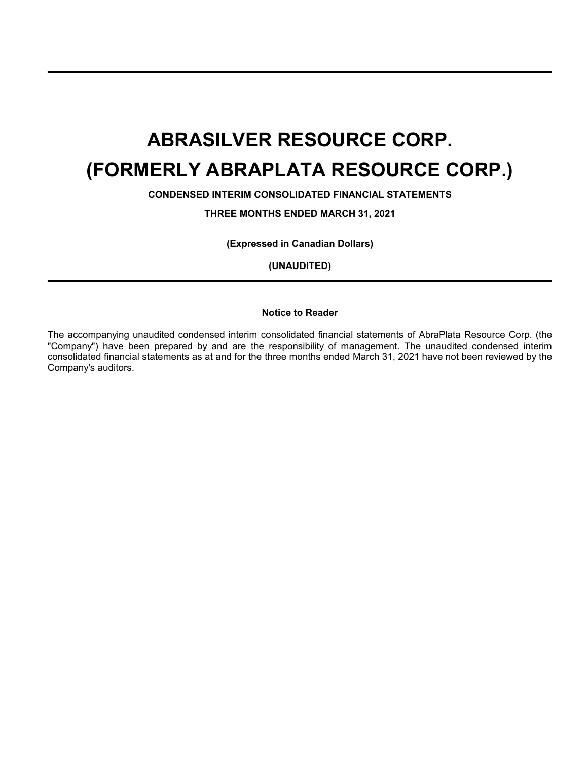# ABRASILVER RESOURCE CORP.

# (FORMERLY ABRAPLATA RESOURCE CORP.)

**CONDENSED INTERIM CONSOLIDATED FINANCIAL STATEMENTS**

**THREE MONTHS ENDED MARCH 31, 2021**

**(Expressed in Canadian Dollars)**

**(UNAUDITED)**

**Notice to Reader**

The accompanying unaudited condensed interim consolidated financial statements of AbraPlata Resource Corp. (the "Company") have been prepared by and are the responsibility of management. The unaudited condensed interim consolidated financial statements as at and for the three months ended March 31, 2021 have not been reviewed by the Company's auditors.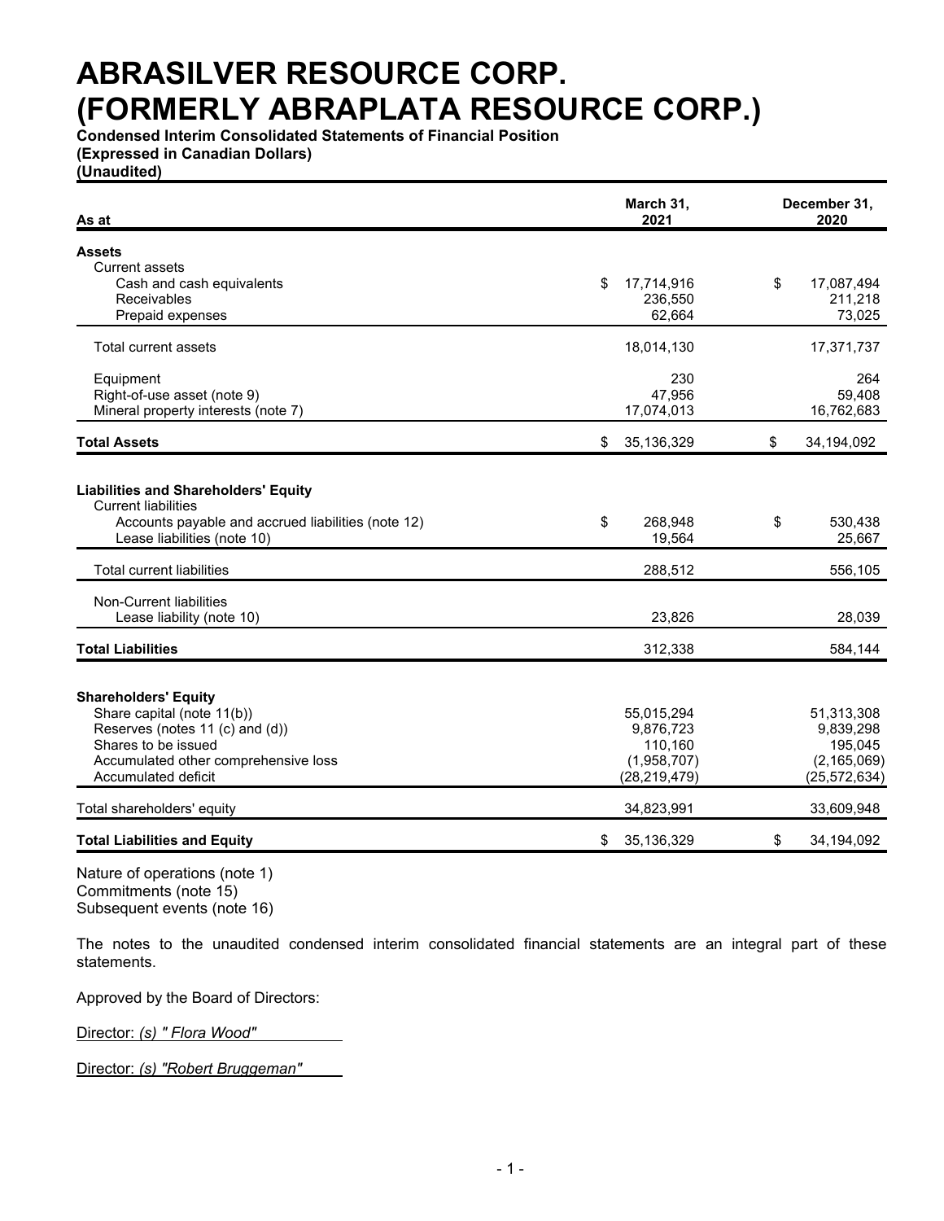# ABRASILVER RESOURCE CORP. (FORMERLY ABRAPLATA RESOURCE CORP.)

**Condensed Interim Consolidated Statements of Financial Position**
**(Expressed in Canadian Dollars)**
**(Unaudited)**

| As at | March 31, 2021 | December 31, 2020 |
|---|---|---|
| **Assets** | | |
| Current assets | | |
| Cash and cash equivalents | $ 17,714,916 | $ 17,087,494 |
| Receivables | 236,550 | 211,218 |
| Prepaid expenses | 62,664 | 73,025 |
| Total current assets | 18,014,130 | 17,371,737 |
| Equipment | 230 | 264 |
| Right-of-use asset (note 9) | 47,956 | 59,408 |
| Mineral property interests (note 7) | 17,074,013 | 16,762,683 |
| **Total Assets** | $ 35,136,329 | $ 34,194,092 |
| **Liabilities and Shareholders' Equity** | | |
| Current liabilities | | |
| Accounts payable and accrued liabilities (note 12) | $ 268,948 | $ 530,438 |
| Lease liabilities (note 10) | 19,564 | 25,667 |
| Total current liabilities | 288,512 | 556,105 |
| Non-Current liabilities | | |
| Lease liability (note 10) | 23,826 | 28,039 |
| **Total Liabilities** | 312,338 | 584,144 |
| **Shareholders' Equity** | | |
| Share capital (note 11(b)) | 55,015,294 | 51,313,308 |
| Reserves (notes 11 (c) and (d)) | 9,876,723 | 9,839,298 |
| Shares to be issued | 110,160 | 195,045 |
| Accumulated other comprehensive loss | (1,958,707) | (2,165,069) |
| Accumulated deficit | (28,219,479) | (25,572,634) |
| Total shareholders' equity | 34,823,991 | 33,609,948 |
| **Total Liabilities and Equity** | $ 35,136,329 | $ 34,194,092 |

Nature of operations (note 1)
Commitments (note 15)
Subsequent events (note 16)

The notes to the unaudited condensed interim consolidated financial statements are an integral part of these statements.

Approved by the Board of Directors:

Director: *(s) " Flora Wood"*

Director: *(s) "Robert Bruggeman"*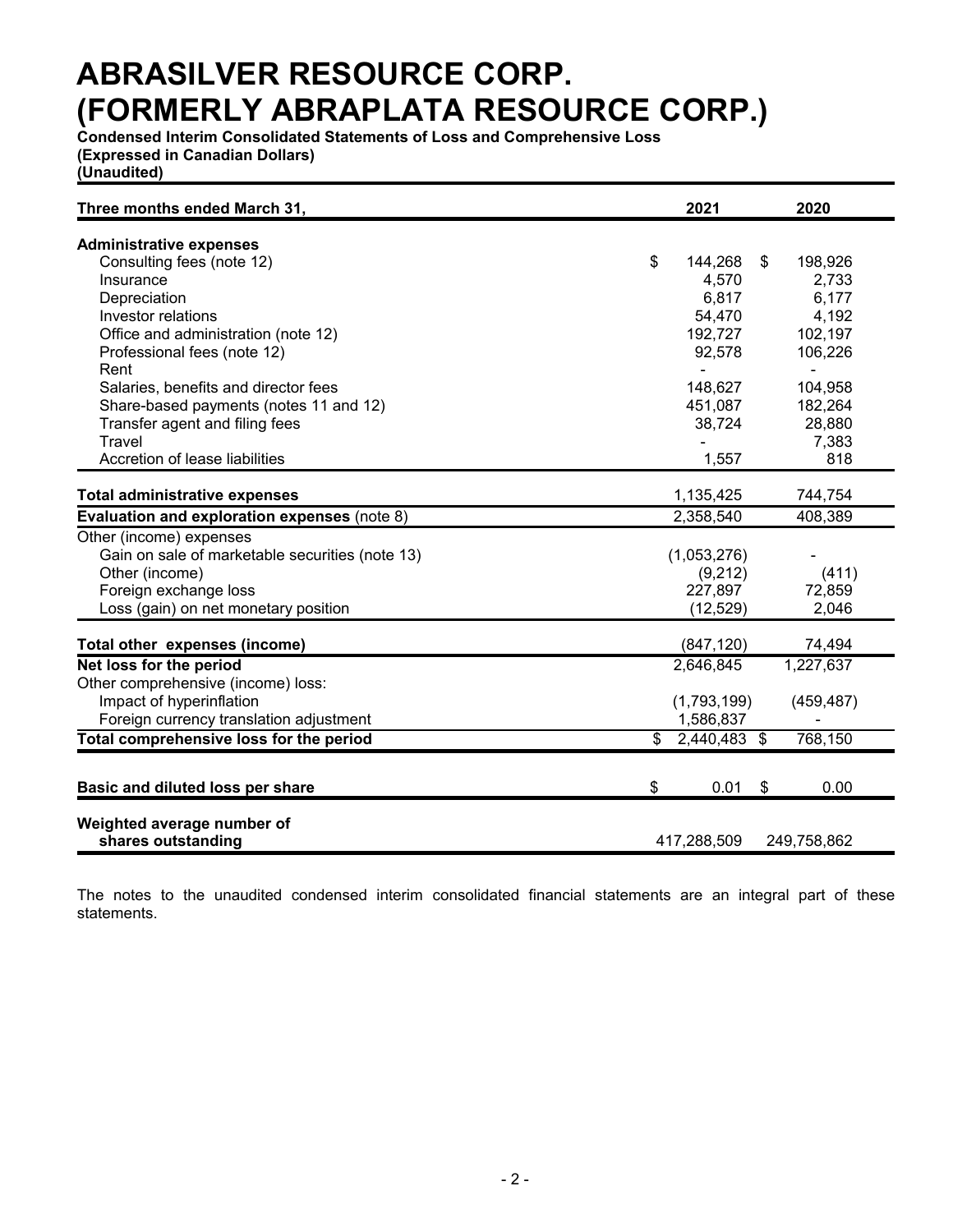# ABRASILVER RESOURCE CORP.
# (FORMERLY ABRAPLATA RESOURCE CORP.)

**Condensed Interim Consolidated Statements of Loss and Comprehensive Loss**
**(Expressed in Canadian Dollars)**
**(Unaudited)**

| Three months ended March 31, | 2021 | 2020 |
|---|---|---|
| **Administrative expenses** | | |
| Consulting fees (note 12) | $ 144,268 | $ 198,926 |
| Insurance | 4,570 | 2,733 |
| Depreciation | 6,817 | 6,177 |
| Investor relations | 54,470 | 4,192 |
| Office and administration (note 12) | 192,727 | 102,197 |
| Professional fees (note 12) | 92,578 | 106,226 |
| Rent | - | - |
| Salaries, benefits and director fees | 148,627 | 104,958 |
| Share-based payments (notes 11 and 12) | 451,087 | 182,264 |
| Transfer agent and filing fees | 38,724 | 28,880 |
| Travel | - | 7,383 |
| Accretion of lease liabilities | 1,557 | 818 |
| **Total administrative expenses** | 1,135,425 | 744,754 |
| **Evaluation and exploration expenses** (note 8) | 2,358,540 | 408,389 |
| Other (income) expenses | | |
| Gain on sale of marketable securities (note 13) | (1,053,276) | - |
| Other (income) | (9,212) | (411) |
| Foreign exchange loss | 227,897 | 72,859 |
| Loss (gain) on net monetary position | (12,529) | 2,046 |
| **Total other expenses (income)** | (847,120) | 74,494 |
| **Net loss for the period** | 2,646,845 | 1,227,637 |
| Other comprehensive (income) loss: | | |
| Impact of hyperinflation | (1,793,199) | (459,487) |
| Foreign currency translation adjustment | 1,586,837 | - |
| **Total comprehensive loss for the period** | $ 2,440,483 | $ 768,150 |
| **Basic and diluted loss per share** | $ 0.01 | $ 0.00 |
| **Weighted average number of shares outstanding** | 417,288,509 | 249,758,862 |

The notes to the unaudited condensed interim consolidated financial statements are an integral part of these statements.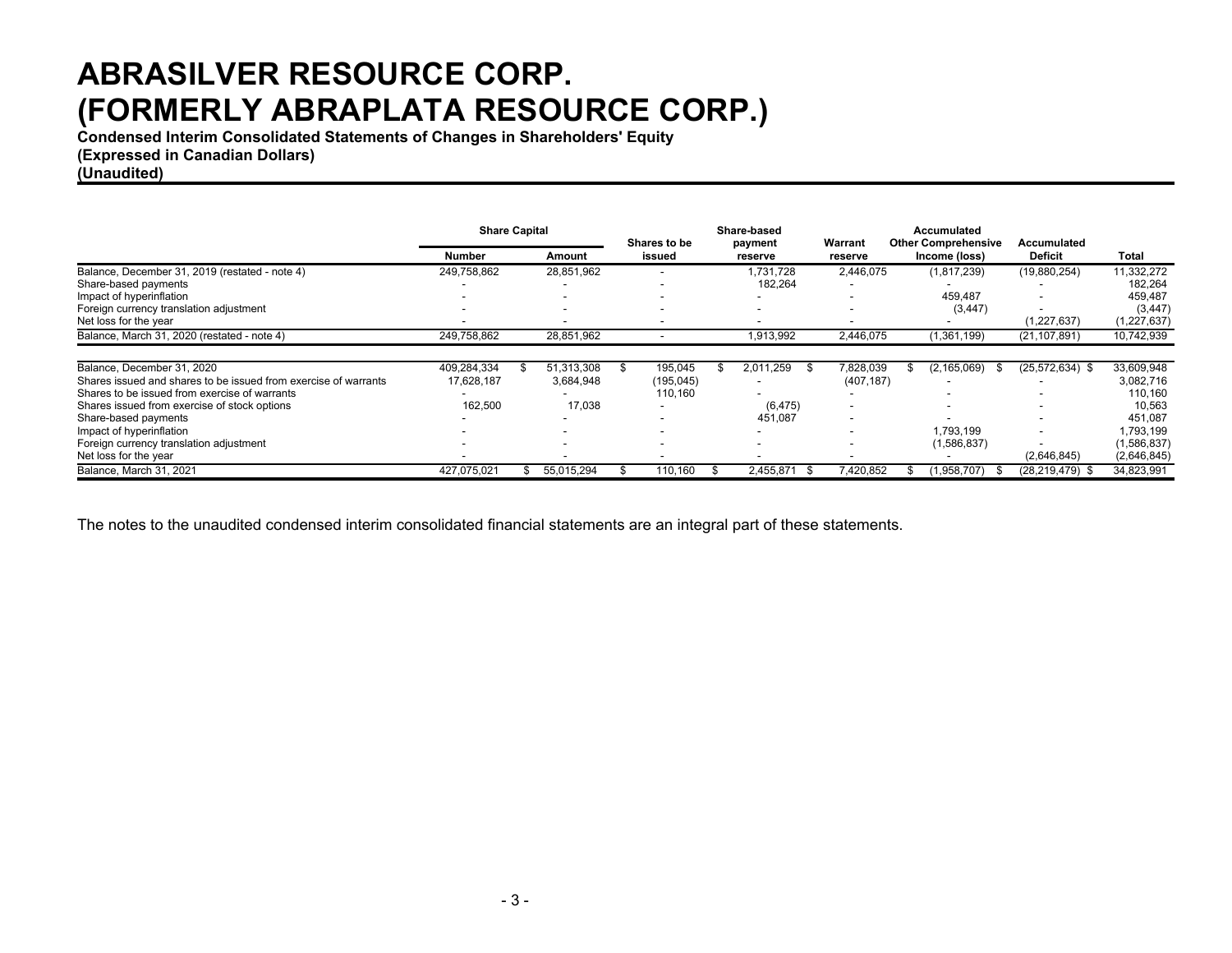# ABRASILVER RESOURCE CORP.
# (FORMERLY ABRAPLATA RESOURCE CORP.)

**Condensed Interim Consolidated Statements of Changes in Shareholders' Equity**
**(Expressed in Canadian Dollars)**
**(Unaudited)**

| | Share Capital | | Shares to be issued | Share-based payment reserve | Warrant reserve | Accumulated Other Comprehensive Income (loss) | Accumulated Deficit | Total |
|---|---|---|---|---|---|---|---|---|
| | Number | Amount | | | | | | |
| Balance, December 31, 2019 (restated - note 4) | 249,758,862 | 28,851,962 | - | 1,731,728 | 2,446,075 | (1,817,239) | (19,880,254) | 11,332,272 |
| Share-based payments | - | - | - | 182,264 | - | - | - | 182,264 |
| Impact of hyperinflation | - | - | - | - | - | 459,487 | - | 459,487 |
| Foreign currency translation adjustment | - | - | - | - | - | (3,447) | - | (3,447) |
| Net loss for the year | - | - | - | - | - | - | (1,227,637) | (1,227,637) |
| Balance, March 31, 2020 (restated - note 4) | 249,758,862 | 28,851,962 | - | 1,913,992 | 2,446,075 | (1,361,199) | (21,107,891) | 10,742,939 |
| | | | | | | | | |
| Balance, December 31, 2020 | 409,284,334 | $ 51,313,308 | $ 195,045 | $ 2,011,259 | $ 7,828,039 | $ (2,165,069) | $ (25,572,634) | $ 33,609,948 |
| Shares issued and shares to be issued from exercise of warrants | 17,628,187 | 3,684,948 | (195,045) | - | (407,187) | - | - | 3,082,716 |
| Shares to be issued from exercise of warrants | - | - | 110,160 | - | - | - | - | 110,160 |
| Shares issued from exercise of stock options | 162,500 | 17,038 | - | (6,475) | - | - | - | 10,563 |
| Share-based payments | - | - | - | 451,087 | - | - | - | 451,087 |
| Impact of hyperinflation | - | - | - | - | - | 1,793,199 | - | 1,793,199 |
| Foreign currency translation adjustment | - | - | - | - | - | (1,586,837) | - | (1,586,837) |
| Net loss for the year | - | - | - | - | - | - | (2,646,845) | (2,646,845) |
| Balance, March 31, 2021 | 427,075,021 | $ 55,015,294 | $ 110,160 | $ 2,455,871 | $ 7,420,852 | $ (1,958,707) | $ (28,219,479) | $ 34,823,991 |

The notes to the unaudited condensed interim consolidated financial statements are an integral part of these statements.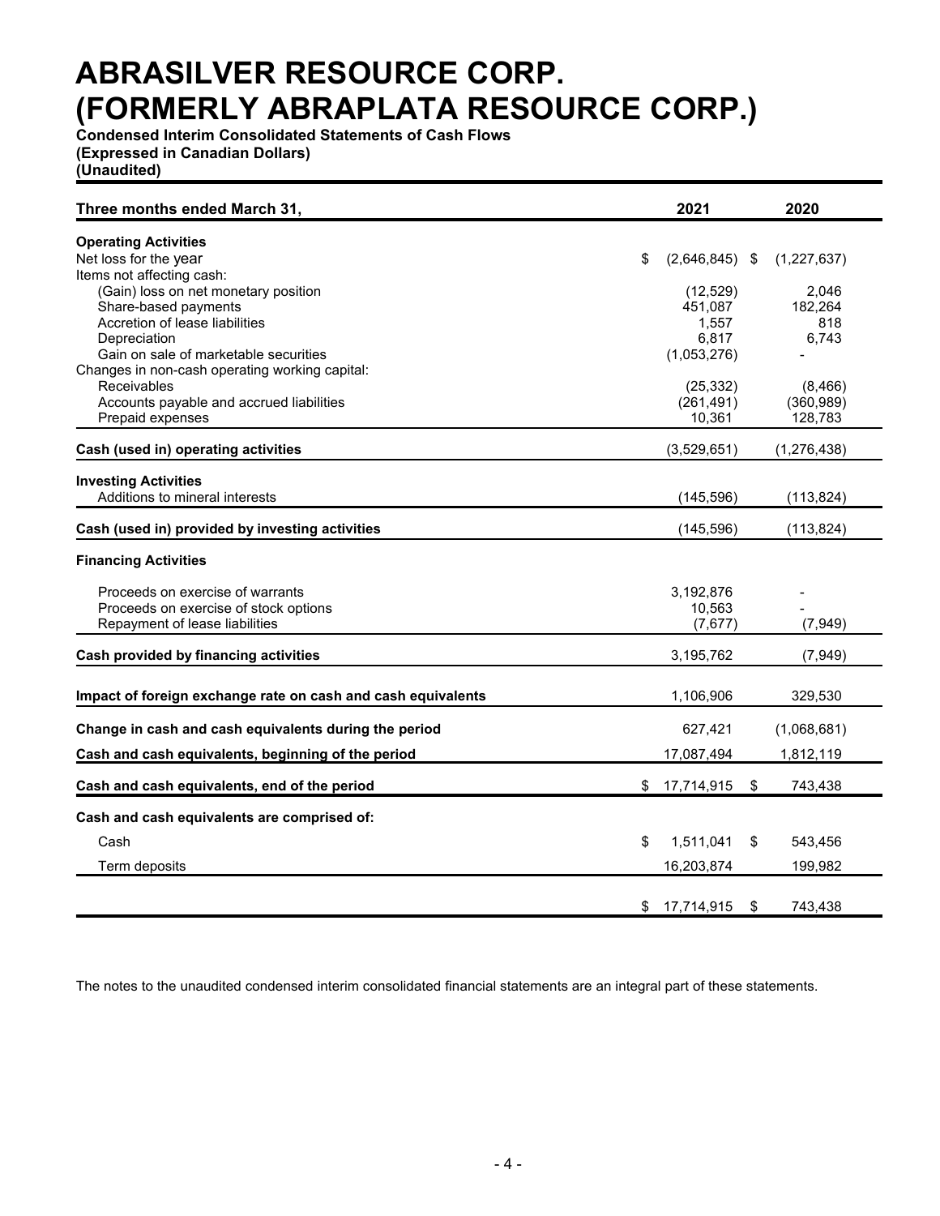# ABRASILVER RESOURCE CORP. (FORMERLY ABRAPLATA RESOURCE CORP.)

**Condensed Interim Consolidated Statements of Cash Flows**
**(Expressed in Canadian Dollars)**
**(Unaudited)**

| Three months ended March 31, | 2021 | 2020 |
|---|---|---|
| **Operating Activities** | | |
| Net loss for the year | $ (2,646,845) | $ (1,227,637) |
| Items not affecting cash: | | |
| (Gain) loss on net monetary position | (12,529) | 2,046 |
| Share-based payments | 451,087 | 182,264 |
| Accretion of lease liabilities | 1,557 | 818 |
| Depreciation | 6,817 | 6,743 |
| Gain on sale of marketable securities | (1,053,276) | - |
| Changes in non-cash operating working capital: | | |
| Receivables | (25,332) | (8,466) |
| Accounts payable and accrued liabilities | (261,491) | (360,989) |
| Prepaid expenses | 10,361 | 128,783 |
| **Cash (used in) operating activities** | (3,529,651) | (1,276,438) |
| **Investing Activities** | | |
| Additions to mineral interests | (145,596) | (113,824) |
| **Cash (used in) provided by investing activities** | (145,596) | (113,824) |
| **Financing Activities** | | |
| Proceeds on exercise of warrants | 3,192,876 | - |
| Proceeds on exercise of stock options | 10,563 | - |
| Repayment of lease liabilities | (7,677) | (7,949) |
| **Cash provided by financing activities** | 3,195,762 | (7,949) |
| **Impact of foreign exchange rate on cash and cash equivalents** | 1,106,906 | 329,530 |
| **Change in cash and cash equivalents during the period** | 627,421 | (1,068,681) |
| **Cash and cash equivalents, beginning of the period** | 17,087,494 | 1,812,119 |
| **Cash and cash equivalents, end of the period** | $ 17,714,915 | $ 743,438 |
| **Cash and cash equivalents are comprised of:** | | |
| Cash | $ 1,511,041 | $ 543,456 |
| Term deposits | 16,203,874 | 199,982 |
| | $ 17,714,915 | $ 743,438 |

The notes to the unaudited condensed interim consolidated financial statements are an integral part of these statements.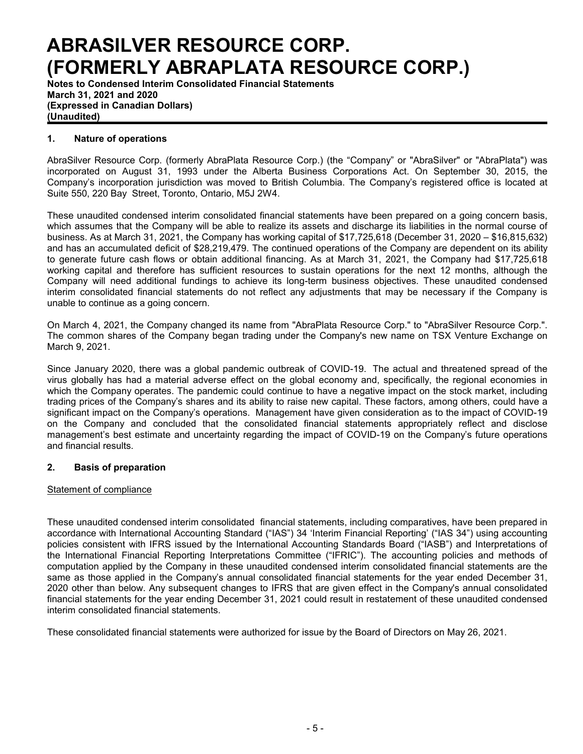# ABRASILVER RESOURCE CORP. (FORMERLY ABRAPLATA RESOURCE CORP.)

**Notes to Condensed Interim Consolidated Financial Statements**
**March 31, 2021 and 2020**
**(Expressed in Canadian Dollars)**
**(Unaudited)**

## 1. Nature of operations

AbraSilver Resource Corp. (formerly AbraPlata Resource Corp.) (the "Company" or "AbraSilver" or "AbraPlata") was incorporated on August 31, 1993 under the Alberta Business Corporations Act. On September 30, 2015, the Company's incorporation jurisdiction was moved to British Columbia. The Company's registered office is located at Suite 550, 220 Bay Street, Toronto, Ontario, M5J 2W4.

These unaudited condensed interim consolidated financial statements have been prepared on a going concern basis, which assumes that the Company will be able to realize its assets and discharge its liabilities in the normal course of business. As at March 31, 2021, the Company has working capital of $17,725,618 (December 31, 2020 – $16,815,632) and has an accumulated deficit of $28,219,479. The continued operations of the Company are dependent on its ability to generate future cash flows or obtain additional financing. As at March 31, 2021, the Company had $17,725,618 working capital and therefore has sufficient resources to sustain operations for the next 12 months, although the Company will need additional fundings to achieve its long-term business objectives. These unaudited condensed interim consolidated financial statements do not reflect any adjustments that may be necessary if the Company is unable to continue as a going concern.

On March 4, 2021, the Company changed its name from "AbraPlata Resource Corp." to "AbraSilver Resource Corp.". The common shares of the Company began trading under the Company's new name on TSX Venture Exchange on March 9, 2021.

Since January 2020, there was a global pandemic outbreak of COVID-19. The actual and threatened spread of the virus globally has had a material adverse effect on the global economy and, specifically, the regional economies in which the Company operates. The pandemic could continue to have a negative impact on the stock market, including trading prices of the Company's shares and its ability to raise new capital. These factors, among others, could have a significant impact on the Company's operations. Management have given consideration as to the impact of COVID-19 on the Company and concluded that the consolidated financial statements appropriately reflect and disclose management's best estimate and uncertainty regarding the impact of COVID-19 on the Company's future operations and financial results.

## 2. Basis of preparation

Statement of compliance

These unaudited condensed interim consolidated financial statements, including comparatives, have been prepared in accordance with International Accounting Standard ("IAS") 34 'Interim Financial Reporting' ("IAS 34") using accounting policies consistent with IFRS issued by the International Accounting Standards Board ("IASB") and Interpretations of the International Financial Reporting Interpretations Committee ("IFRIC"). The accounting policies and methods of computation applied by the Company in these unaudited condensed interim consolidated financial statements are the same as those applied in the Company's annual consolidated financial statements for the year ended December 31, 2020 other than below. Any subsequent changes to IFRS that are given effect in the Company's annual consolidated financial statements for the year ending December 31, 2021 could result in restatement of these unaudited condensed interim consolidated financial statements.

These consolidated financial statements were authorized for issue by the Board of Directors on May 26, 2021.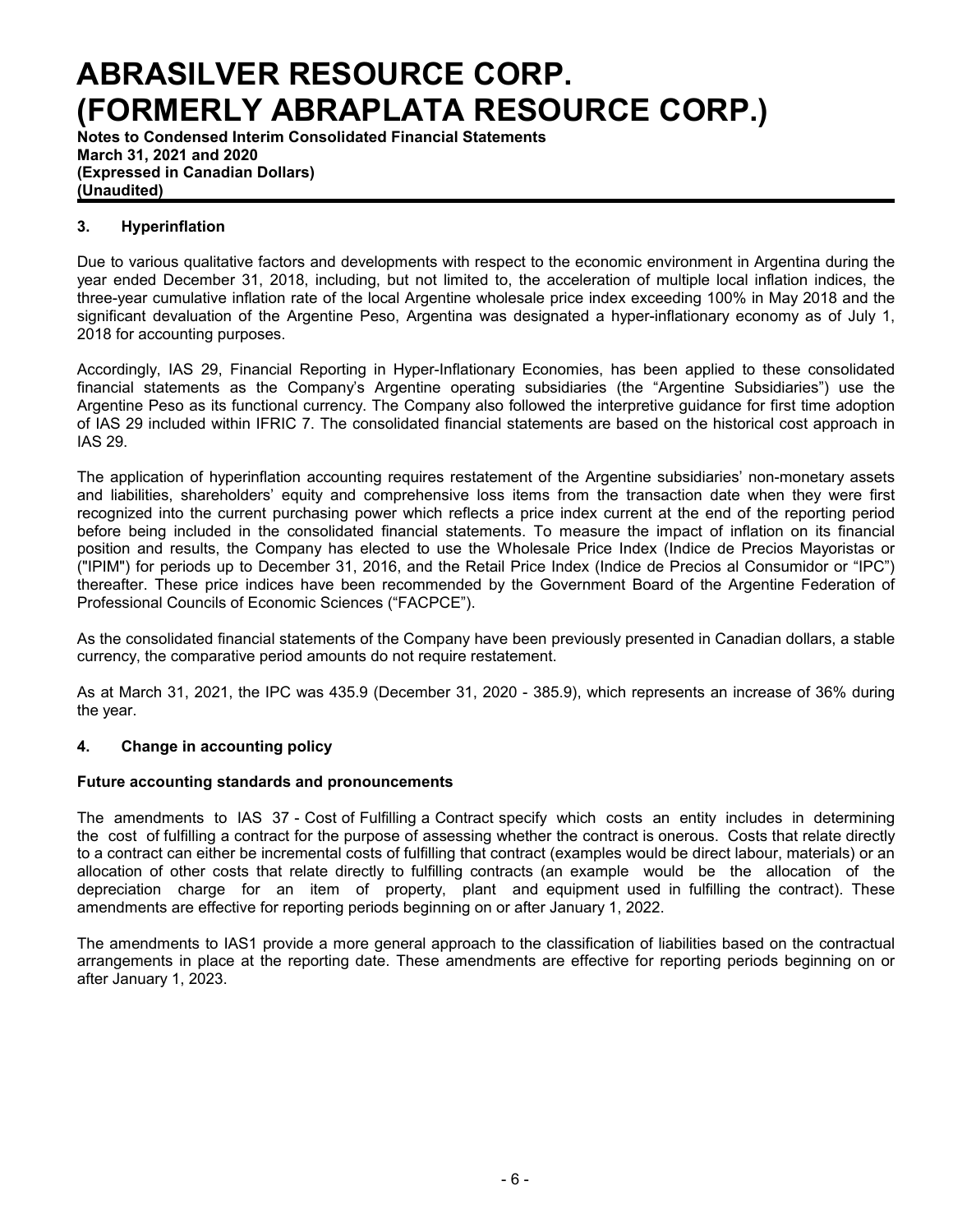## 3. Hyperinflation

Due to various qualitative factors and developments with respect to the economic environment in Argentina during the year ended December 31, 2018, including, but not limited to, the acceleration of multiple local inflation indices, the three-year cumulative inflation rate of the local Argentine wholesale price index exceeding 100% in May 2018 and the significant devaluation of the Argentine Peso, Argentina was designated a hyper-inflationary economy as of July 1, 2018 for accounting purposes.

Accordingly, IAS 29, Financial Reporting in Hyper-Inflationary Economies, has been applied to these consolidated financial statements as the Company's Argentine operating subsidiaries (the "Argentine Subsidiaries") use the Argentine Peso as its functional currency. The Company also followed the interpretive guidance for first time adoption of IAS 29 included within IFRIC 7. The consolidated financial statements are based on the historical cost approach in IAS 29.

The application of hyperinflation accounting requires restatement of the Argentine subsidiaries' non-monetary assets and liabilities, shareholders' equity and comprehensive loss items from the transaction date when they were first recognized into the current purchasing power which reflects a price index current at the end of the reporting period before being included in the consolidated financial statements. To measure the impact of inflation on its financial position and results, the Company has elected to use the Wholesale Price Index (Indice de Precios Mayoristas or ("IPIM") for periods up to December 31, 2016, and the Retail Price Index (Indice de Precios al Consumidor or "IPC") thereafter. These price indices have been recommended by the Government Board of the Argentine Federation of Professional Councils of Economic Sciences ("FACPCE").

As the consolidated financial statements of the Company have been previously presented in Canadian dollars, a stable currency, the comparative period amounts do not require restatement.

As at March 31, 2021, the IPC was 435.9 (December 31, 2020 - 385.9), which represents an increase of 36% during the year.

## 4. Change in accounting policy

### Future accounting standards and pronouncements

The amendments to IAS 37 - Cost of Fulfilling a Contract specify which costs an entity includes in determining the cost of fulfilling a contract for the purpose of assessing whether the contract is onerous. Costs that relate directly to a contract can either be incremental costs of fulfilling that contract (examples would be direct labour, materials) or an allocation of other costs that relate directly to fulfilling contracts (an example would be the allocation of the depreciation charge for an item of property, plant and equipment used in fulfilling the contract). These amendments are effective for reporting periods beginning on or after January 1, 2022.

The amendments to IAS1 provide a more general approach to the classification of liabilities based on the contractual arrangements in place at the reporting date. These amendments are effective for reporting periods beginning on or after January 1, 2023.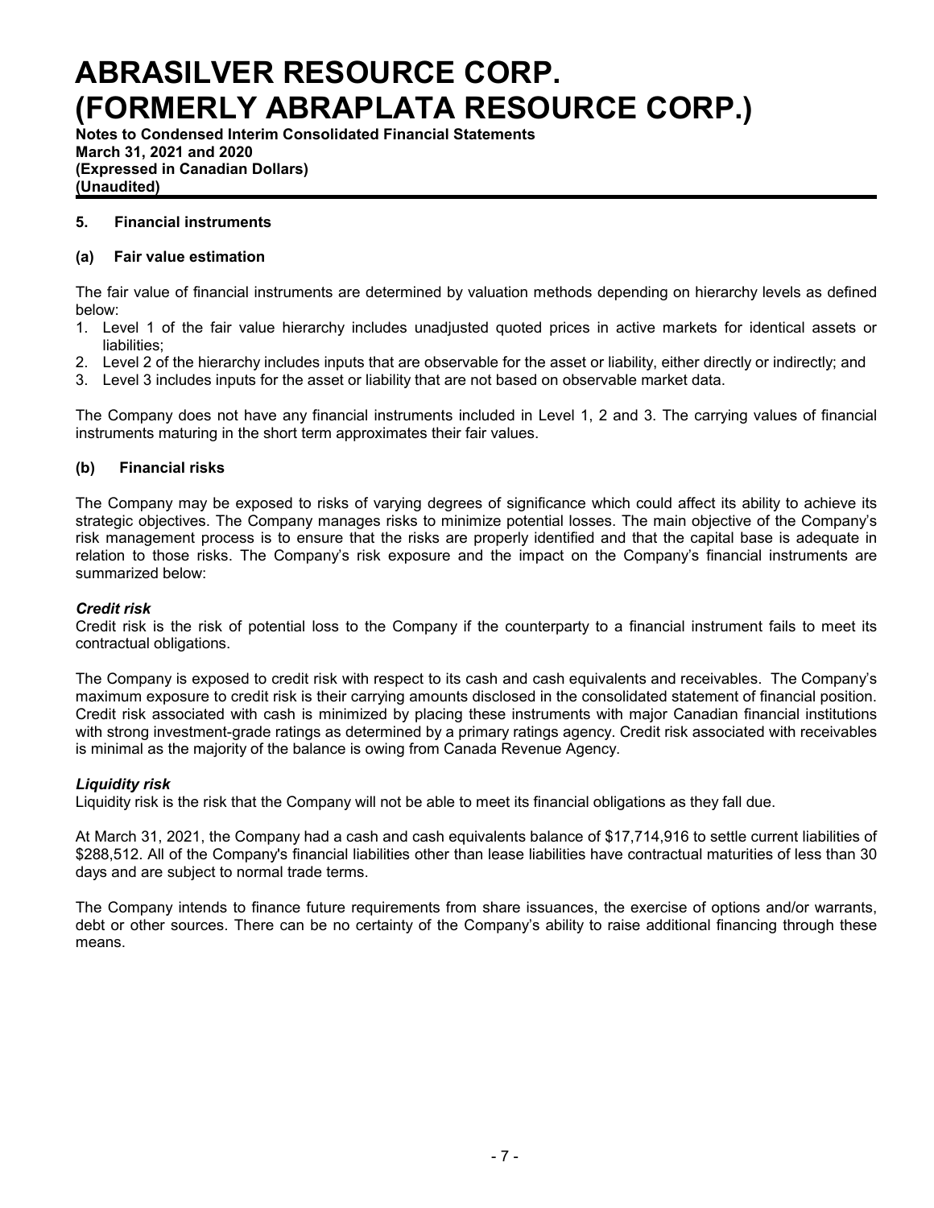## 5. Financial instruments

### (a) Fair value estimation

The fair value of financial instruments are determined by valuation methods depending on hierarchy levels as defined below:

1. Level 1 of the fair value hierarchy includes unadjusted quoted prices in active markets for identical assets or liabilities;
2. Level 2 of the hierarchy includes inputs that are observable for the asset or liability, either directly or indirectly; and
3. Level 3 includes inputs for the asset or liability that are not based on observable market data.

The Company does not have any financial instruments included in Level 1, 2 and 3. The carrying values of financial instruments maturing in the short term approximates their fair values.

### (b) Financial risks

The Company may be exposed to risks of varying degrees of significance which could affect its ability to achieve its strategic objectives. The Company manages risks to minimize potential losses. The main objective of the Company's risk management process is to ensure that the risks are properly identified and that the capital base is adequate in relation to those risks. The Company's risk exposure and the impact on the Company's financial instruments are summarized below:

***Credit risk***

Credit risk is the risk of potential loss to the Company if the counterparty to a financial instrument fails to meet its contractual obligations.

The Company is exposed to credit risk with respect to its cash and cash equivalents and receivables. The Company's maximum exposure to credit risk is their carrying amounts disclosed in the consolidated statement of financial position. Credit risk associated with cash is minimized by placing these instruments with major Canadian financial institutions with strong investment-grade ratings as determined by a primary ratings agency. Credit risk associated with receivables is minimal as the majority of the balance is owing from Canada Revenue Agency.

***Liquidity risk***

Liquidity risk is the risk that the Company will not be able to meet its financial obligations as they fall due.

At March 31, 2021, the Company had a cash and cash equivalents balance of $17,714,916 to settle current liabilities of $288,512. All of the Company's financial liabilities other than lease liabilities have contractual maturities of less than 30 days and are subject to normal trade terms.

The Company intends to finance future requirements from share issuances, the exercise of options and/or warrants, debt or other sources. There can be no certainty of the Company's ability to raise additional financing through these means.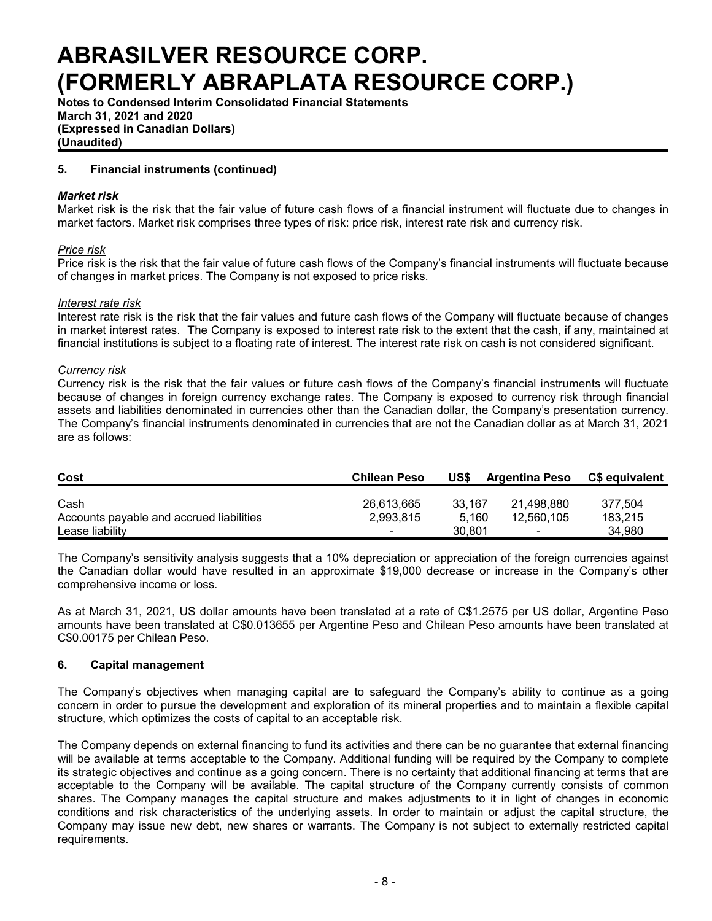## 5. Financial instruments (continued)

### *Market risk*

Market risk is the risk that the fair value of future cash flows of a financial instrument will fluctuate due to changes in market factors. Market risk comprises three types of risk: price risk, interest rate risk and currency risk.

*Price risk*

Price risk is the risk that the fair value of future cash flows of the Company's financial instruments will fluctuate because of changes in market prices. The Company is not exposed to price risks.

*Interest rate risk*

Interest rate risk is the risk that the fair values and future cash flows of the Company will fluctuate because of changes in market interest rates. The Company is exposed to interest rate risk to the extent that the cash, if any, maintained at financial institutions is subject to a floating rate of interest. The interest rate risk on cash is not considered significant.

*Currency risk*

Currency risk is the risk that the fair values or future cash flows of the Company's financial instruments will fluctuate because of changes in foreign currency exchange rates. The Company is exposed to currency risk through financial assets and liabilities denominated in currencies other than the Canadian dollar, the Company's presentation currency. The Company's financial instruments denominated in currencies that are not the Canadian dollar as at March 31, 2021 are as follows:

| Cost | Chilean Peso | US$ | Argentina Peso | C$ equivalent |
|---|---|---|---|---|
| Cash | 26,613,665 | 33,167 | 21,498,880 | 377,504 |
| Accounts payable and accrued liabilities | 2,993,815 | 5,160 | 12,560,105 | 183,215 |
| Lease liability | - | 30,801 | - | 34,980 |

The Company's sensitivity analysis suggests that a 10% depreciation or appreciation of the foreign currencies against the Canadian dollar would have resulted in an approximate $19,000 decrease or increase in the Company's other comprehensive income or loss.

As at March 31, 2021, US dollar amounts have been translated at a rate of C$1.2575 per US dollar, Argentine Peso amounts have been translated at C$0.013655 per Argentine Peso and Chilean Peso amounts have been translated at C$0.00175 per Chilean Peso.

## 6. Capital management

The Company's objectives when managing capital are to safeguard the Company's ability to continue as a going concern in order to pursue the development and exploration of its mineral properties and to maintain a flexible capital structure, which optimizes the costs of capital to an acceptable risk.

The Company depends on external financing to fund its activities and there can be no guarantee that external financing will be available at terms acceptable to the Company. Additional funding will be required by the Company to complete its strategic objectives and continue as a going concern. There is no certainty that additional financing at terms that are acceptable to the Company will be available. The capital structure of the Company currently consists of common shares. The Company manages the capital structure and makes adjustments to it in light of changes in economic conditions and risk characteristics of the underlying assets. In order to maintain or adjust the capital structure, the Company may issue new debt, new shares or warrants. The Company is not subject to externally restricted capital requirements.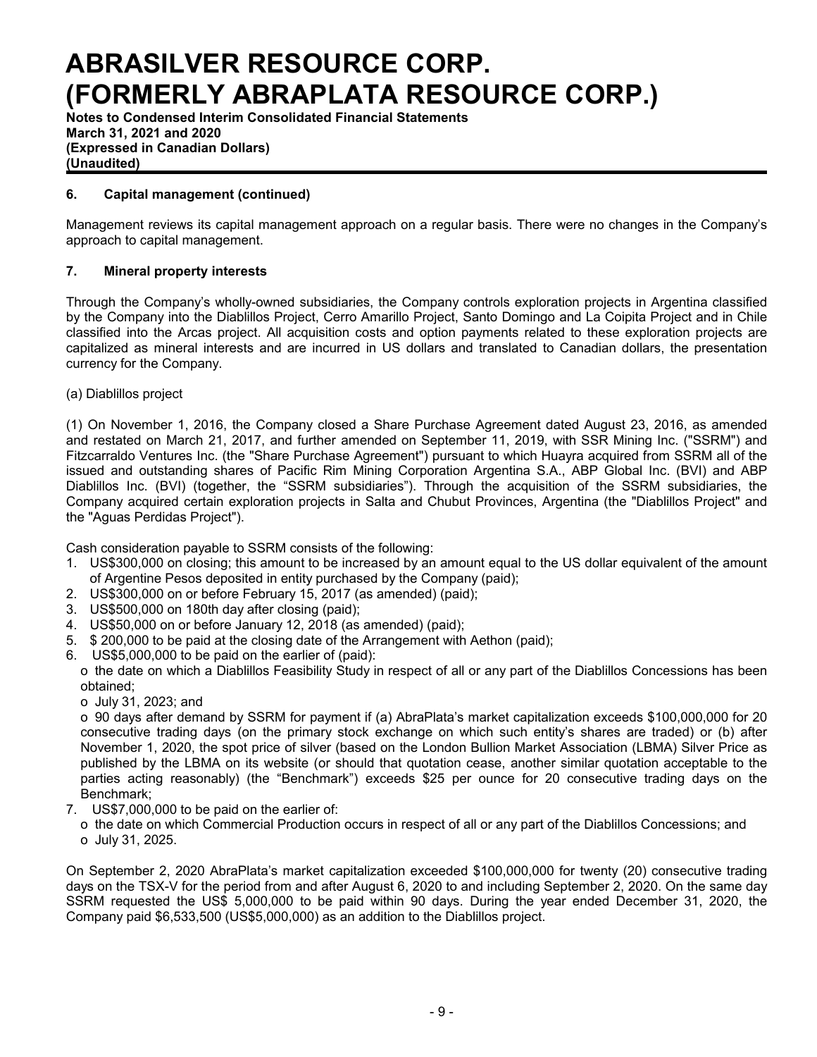## 6. Capital management (continued)

Management reviews its capital management approach on a regular basis. There were no changes in the Company's approach to capital management.

## 7. Mineral property interests

Through the Company's wholly-owned subsidiaries, the Company controls exploration projects in Argentina classified by the Company into the Diablillos Project, Cerro Amarillo Project, Santo Domingo and La Coipita Project and in Chile classified into the Arcas project. All acquisition costs and option payments related to these exploration projects are capitalized as mineral interests and are incurred in US dollars and translated to Canadian dollars, the presentation currency for the Company.

(a) Diablillos project

(1) On November 1, 2016, the Company closed a Share Purchase Agreement dated August 23, 2016, as amended and restated on March 21, 2017, and further amended on September 11, 2019, with SSR Mining Inc. ("SSRM") and Fitzcarraldo Ventures Inc. (the "Share Purchase Agreement") pursuant to which Huayra acquired from SSRM all of the issued and outstanding shares of Pacific Rim Mining Corporation Argentina S.A., ABP Global Inc. (BVI) and ABP Diablillos Inc. (BVI) (together, the "SSRM subsidiaries"). Through the acquisition of the SSRM subsidiaries, the Company acquired certain exploration projects in Salta and Chubut Provinces, Argentina (the "Diablillos Project" and the "Aguas Perdidas Project").

Cash consideration payable to SSRM consists of the following:

1. US$300,000 on closing; this amount to be increased by an amount equal to the US dollar equivalent of the amount of Argentine Pesos deposited in entity purchased by the Company (paid);
2. US$300,000 on or before February 15, 2017 (as amended) (paid);
3. US$500,000 on 180th day after closing (paid);
4. US$50,000 on or before January 12, 2018 (as amended) (paid);
5. $ 200,000 to be paid at the closing date of the Arrangement with Aethon (paid);
6. US$5,000,000 to be paid on the earlier of (paid):
   - the date on which a Diablillos Feasibility Study in respect of all or any part of the Diablillos Concessions has been obtained;
   - July 31, 2023; and
   - 90 days after demand by SSRM for payment if (a) AbraPlata's market capitalization exceeds $100,000,000 for 20 consecutive trading days (on the primary stock exchange on which such entity's shares are traded) or (b) after November 1, 2020, the spot price of silver (based on the London Bullion Market Association (LBMA) Silver Price as published by the LBMA on its website (or should that quotation cease, another similar quotation acceptable to the parties acting reasonably) (the "Benchmark") exceeds $25 per ounce for 20 consecutive trading days on the Benchmark;
7. US$7,000,000 to be paid on the earlier of:
   - the date on which Commercial Production occurs in respect of all or any part of the Diablillos Concessions; and
   - July 31, 2025.

On September 2, 2020 AbraPlata's market capitalization exceeded $100,000,000 for twenty (20) consecutive trading days on the TSX-V for the period from and after August 6, 2020 to and including September 2, 2020. On the same day SSRM requested the US$ 5,000,000 to be paid within 90 days. During the year ended December 31, 2020, the Company paid $6,533,500 (US$5,000,000) as an addition to the Diablillos project.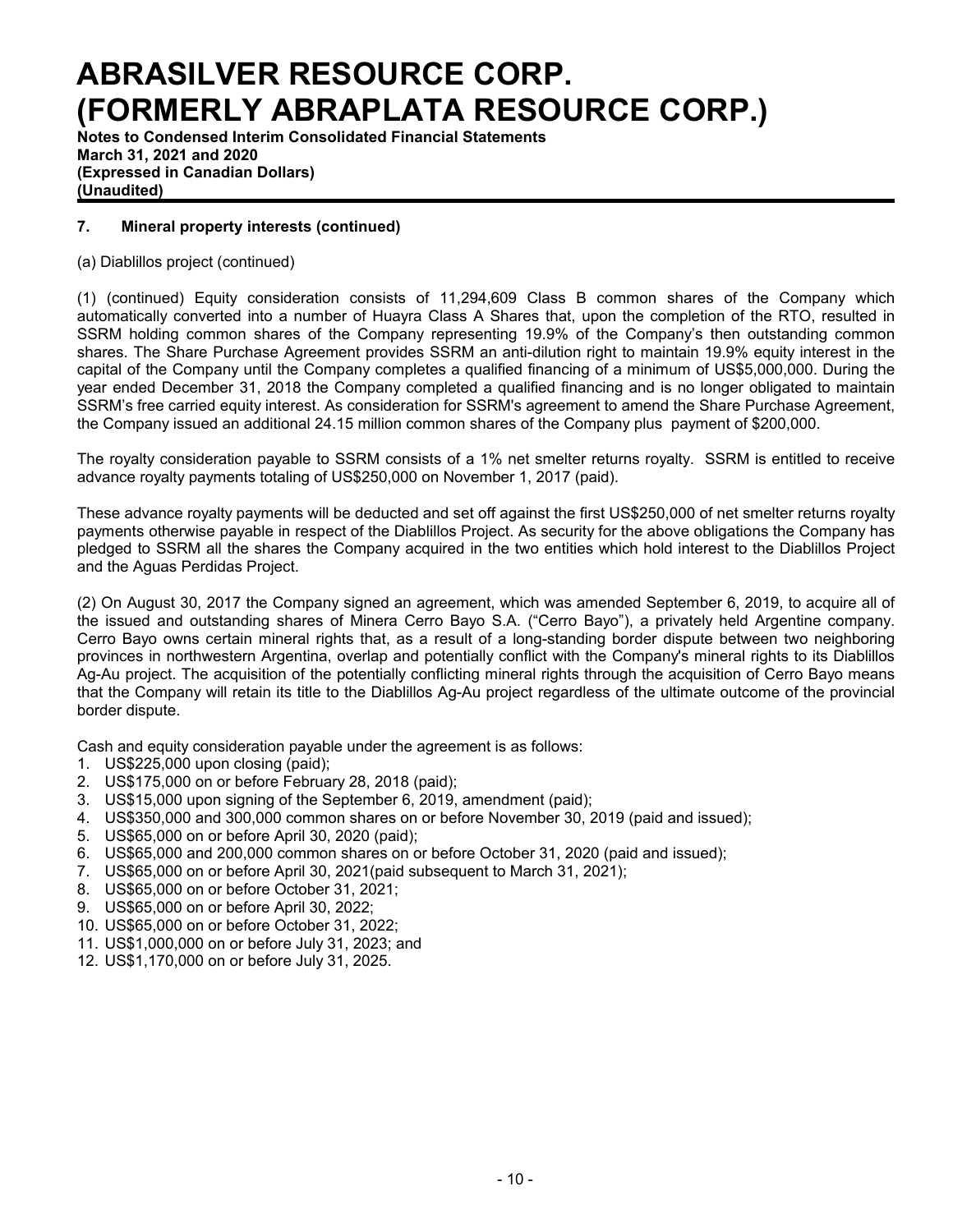## 7. Mineral property interests (continued)

(a) Diablillos project (continued)

(1) (continued) Equity consideration consists of 11,294,609 Class B common shares of the Company which automatically converted into a number of Huayra Class A Shares that, upon the completion of the RTO, resulted in SSRM holding common shares of the Company representing 19.9% of the Company's then outstanding common shares. The Share Purchase Agreement provides SSRM an anti-dilution right to maintain 19.9% equity interest in the capital of the Company until the Company completes a qualified financing of a minimum of US$5,000,000. During the year ended December 31, 2018 the Company completed a qualified financing and is no longer obligated to maintain SSRM's free carried equity interest. As consideration for SSRM's agreement to amend the Share Purchase Agreement, the Company issued an additional 24.15 million common shares of the Company plus payment of $200,000.

The royalty consideration payable to SSRM consists of a 1% net smelter returns royalty. SSRM is entitled to receive advance royalty payments totaling of US$250,000 on November 1, 2017 (paid).

These advance royalty payments will be deducted and set off against the first US$250,000 of net smelter returns royalty payments otherwise payable in respect of the Diablillos Project. As security for the above obligations the Company has pledged to SSRM all the shares the Company acquired in the two entities which hold interest to the Diablillos Project and the Aguas Perdidas Project.

(2) On August 30, 2017 the Company signed an agreement, which was amended September 6, 2019, to acquire all of the issued and outstanding shares of Minera Cerro Bayo S.A. ("Cerro Bayo"), a privately held Argentine company. Cerro Bayo owns certain mineral rights that, as a result of a long-standing border dispute between two neighboring provinces in northwestern Argentina, overlap and potentially conflict with the Company's mineral rights to its Diablillos Ag-Au project. The acquisition of the potentially conflicting mineral rights through the acquisition of Cerro Bayo means that the Company will retain its title to the Diablillos Ag-Au project regardless of the ultimate outcome of the provincial border dispute.

Cash and equity consideration payable under the agreement is as follows:

1. US$225,000 upon closing (paid);
2. US$175,000 on or before February 28, 2018 (paid);
3. US$15,000 upon signing of the September 6, 2019, amendment (paid);
4. US$350,000 and 300,000 common shares on or before November 30, 2019 (paid and issued);
5. US$65,000 on or before April 30, 2020 (paid);
6. US$65,000 and 200,000 common shares on or before October 31, 2020 (paid and issued);
7. US$65,000 on or before April 30, 2021(paid subsequent to March 31, 2021);
8. US$65,000 on or before October 31, 2021;
9. US$65,000 on or before April 30, 2022;
10. US$65,000 on or before October 31, 2022;
11. US$1,000,000 on or before July 31, 2023; and
12. US$1,170,000 on or before July 31, 2025.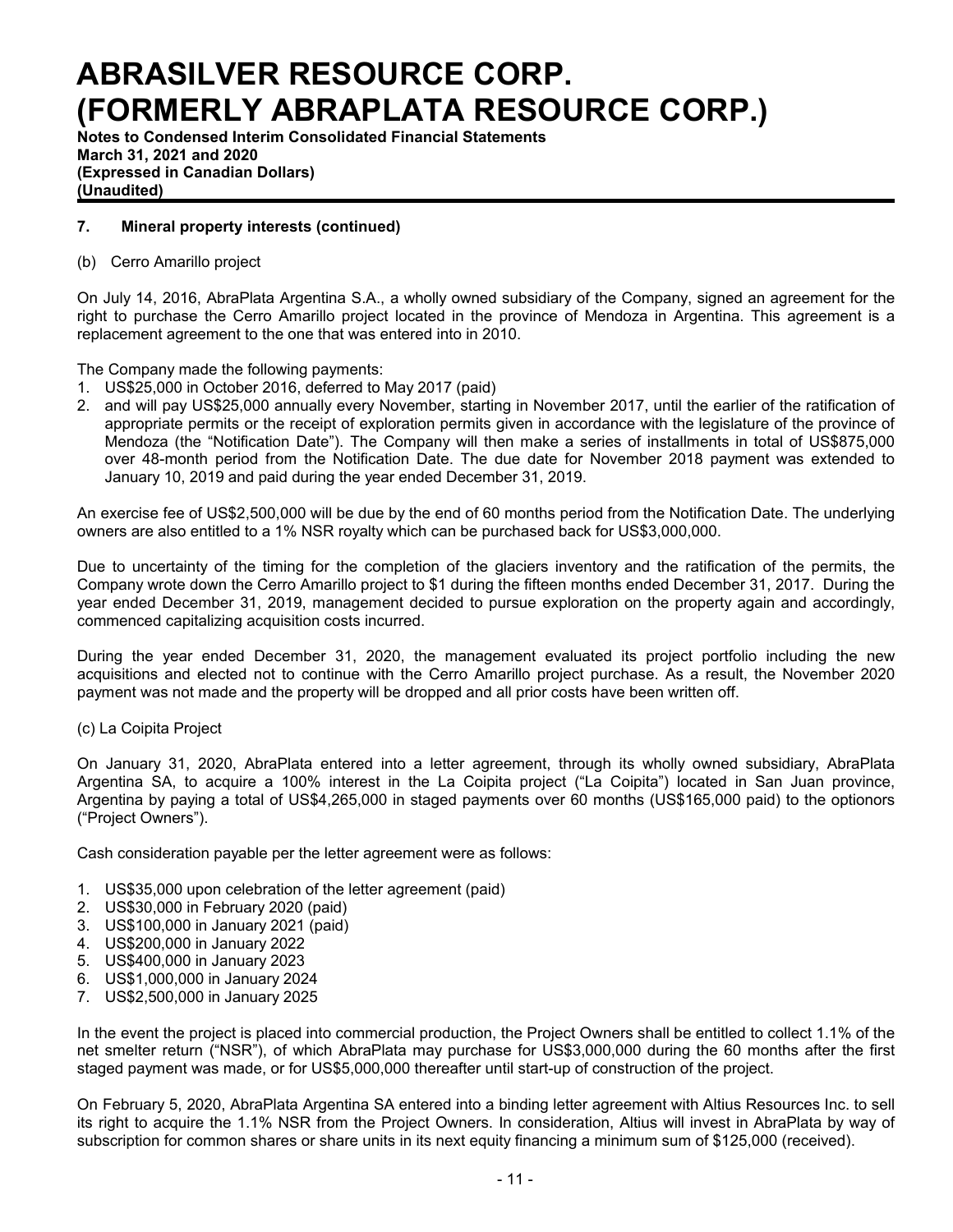## 7. Mineral property interests (continued)

(b) Cerro Amarillo project

On July 14, 2016, AbraPlata Argentina S.A., a wholly owned subsidiary of the Company, signed an agreement for the right to purchase the Cerro Amarillo project located in the province of Mendoza in Argentina. This agreement is a replacement agreement to the one that was entered into in 2010.

The Company made the following payments:

1. US$25,000 in October 2016, deferred to May 2017 (paid)
2. and will pay US$25,000 annually every November, starting in November 2017, until the earlier of the ratification of appropriate permits or the receipt of exploration permits given in accordance with the legislature of the province of Mendoza (the "Notification Date"). The Company will then make a series of installments in total of US$875,000 over 48-month period from the Notification Date. The due date for November 2018 payment was extended to January 10, 2019 and paid during the year ended December 31, 2019.

An exercise fee of US$2,500,000 will be due by the end of 60 months period from the Notification Date. The underlying owners are also entitled to a 1% NSR royalty which can be purchased back for US$3,000,000.

Due to uncertainty of the timing for the completion of the glaciers inventory and the ratification of the permits, the Company wrote down the Cerro Amarillo project to $1 during the fifteen months ended December 31, 2017. During the year ended December 31, 2019, management decided to pursue exploration on the property again and accordingly, commenced capitalizing acquisition costs incurred.

During the year ended December 31, 2020, the management evaluated its project portfolio including the new acquisitions and elected not to continue with the Cerro Amarillo project purchase. As a result, the November 2020 payment was not made and the property will be dropped and all prior costs have been written off.

(c) La Coipita Project

On January 31, 2020, AbraPlata entered into a letter agreement, through its wholly owned subsidiary, AbraPlata Argentina SA, to acquire a 100% interest in the La Coipita project ("La Coipita") located in San Juan province, Argentina by paying a total of US$4,265,000 in staged payments over 60 months (US$165,000 paid) to the optionors ("Project Owners").

Cash consideration payable per the letter agreement were as follows:

1. US$35,000 upon celebration of the letter agreement (paid)
2. US$30,000 in February 2020 (paid)
3. US$100,000 in January 2021 (paid)
4. US$200,000 in January 2022
5. US$400,000 in January 2023
6. US$1,000,000 in January 2024
7. US$2,500,000 in January 2025

In the event the project is placed into commercial production, the Project Owners shall be entitled to collect 1.1% of the net smelter return ("NSR"), of which AbraPlata may purchase for US$3,000,000 during the 60 months after the first staged payment was made, or for US$5,000,000 thereafter until start-up of construction of the project.

On February 5, 2020, AbraPlata Argentina SA entered into a binding letter agreement with Altius Resources Inc. to sell its right to acquire the 1.1% NSR from the Project Owners. In consideration, Altius will invest in AbraPlata by way of subscription for common shares or share units in its next equity financing a minimum sum of $125,000 (received).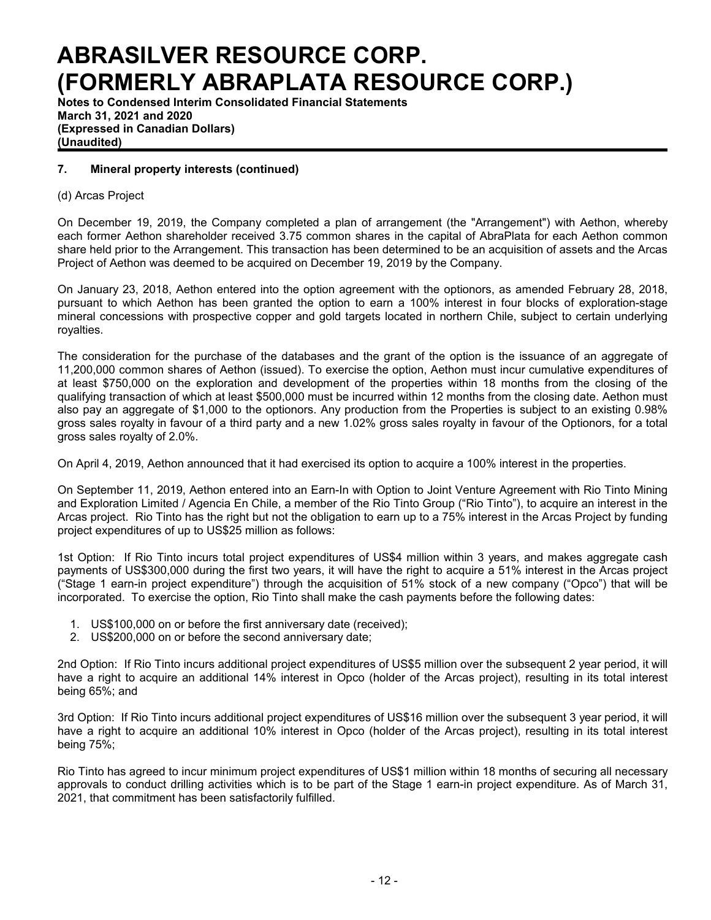## 7. Mineral property interests (continued)

(d) Arcas Project

On December 19, 2019, the Company completed a plan of arrangement (the "Arrangement") with Aethon, whereby each former Aethon shareholder received 3.75 common shares in the capital of AbraPlata for each Aethon common share held prior to the Arrangement. This transaction has been determined to be an acquisition of assets and the Arcas Project of Aethon was deemed to be acquired on December 19, 2019 by the Company.

On January 23, 2018, Aethon entered into the option agreement with the optionors, as amended February 28, 2018, pursuant to which Aethon has been granted the option to earn a 100% interest in four blocks of exploration-stage mineral concessions with prospective copper and gold targets located in northern Chile, subject to certain underlying royalties.

The consideration for the purchase of the databases and the grant of the option is the issuance of an aggregate of 11,200,000 common shares of Aethon (issued). To exercise the option, Aethon must incur cumulative expenditures of at least $750,000 on the exploration and development of the properties within 18 months from the closing of the qualifying transaction of which at least $500,000 must be incurred within 12 months from the closing date. Aethon must also pay an aggregate of $1,000 to the optionors. Any production from the Properties is subject to an existing 0.98% gross sales royalty in favour of a third party and a new 1.02% gross sales royalty in favour of the Optionors, for a total gross sales royalty of 2.0%.

On April 4, 2019, Aethon announced that it had exercised its option to acquire a 100% interest in the properties.

On September 11, 2019, Aethon entered into an Earn-In with Option to Joint Venture Agreement with Rio Tinto Mining and Exploration Limited / Agencia En Chile, a member of the Rio Tinto Group ("Rio Tinto"), to acquire an interest in the Arcas project. Rio Tinto has the right but not the obligation to earn up to a 75% interest in the Arcas Project by funding project expenditures of up to US$25 million as follows:

1st Option: If Rio Tinto incurs total project expenditures of US$4 million within 3 years, and makes aggregate cash payments of US$300,000 during the first two years, it will have the right to acquire a 51% interest in the Arcas project ("Stage 1 earn-in project expenditure") through the acquisition of 51% stock of a new company ("Opco") that will be incorporated. To exercise the option, Rio Tinto shall make the cash payments before the following dates:

1. US$100,000 on or before the first anniversary date (received);
2. US$200,000 on or before the second anniversary date;

2nd Option: If Rio Tinto incurs additional project expenditures of US$5 million over the subsequent 2 year period, it will have a right to acquire an additional 14% interest in Opco (holder of the Arcas project), resulting in its total interest being 65%; and

3rd Option: If Rio Tinto incurs additional project expenditures of US$16 million over the subsequent 3 year period, it will have a right to acquire an additional 10% interest in Opco (holder of the Arcas project), resulting in its total interest being 75%;

Rio Tinto has agreed to incur minimum project expenditures of US$1 million within 18 months of securing all necessary approvals to conduct drilling activities which is to be part of the Stage 1 earn-in project expenditure. As of March 31, 2021, that commitment has been satisfactorily fulfilled.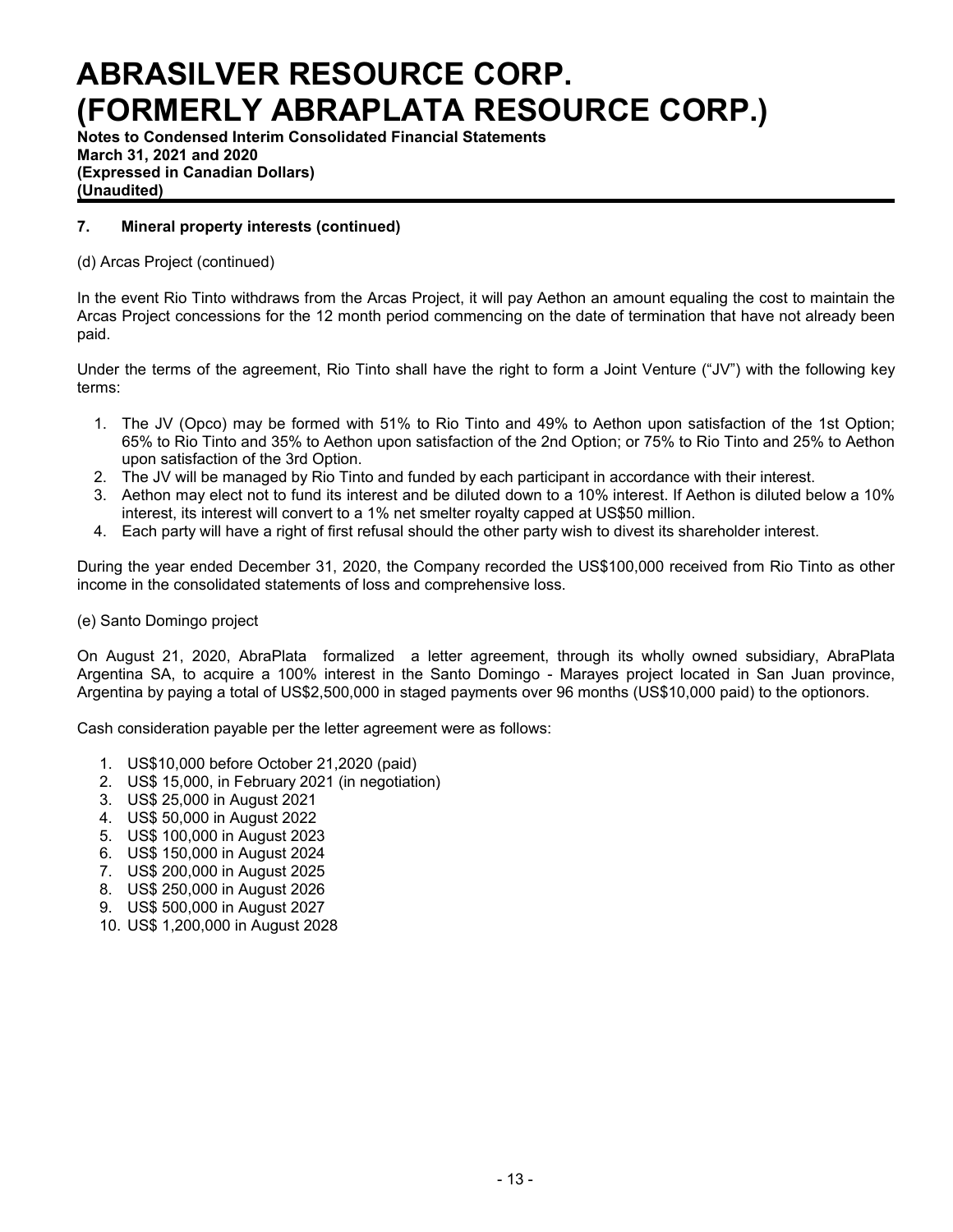## 7. Mineral property interests (continued)

(d) Arcas Project (continued)

In the event Rio Tinto withdraws from the Arcas Project, it will pay Aethon an amount equaling the cost to maintain the Arcas Project concessions for the 12 month period commencing on the date of termination that have not already been paid.

Under the terms of the agreement, Rio Tinto shall have the right to form a Joint Venture ("JV") with the following key terms:

1. The JV (Opco) may be formed with 51% to Rio Tinto and 49% to Aethon upon satisfaction of the 1st Option; 65% to Rio Tinto and 35% to Aethon upon satisfaction of the 2nd Option; or 75% to Rio Tinto and 25% to Aethon upon satisfaction of the 3rd Option.
2. The JV will be managed by Rio Tinto and funded by each participant in accordance with their interest.
3. Aethon may elect not to fund its interest and be diluted down to a 10% interest. If Aethon is diluted below a 10% interest, its interest will convert to a 1% net smelter royalty capped at US$50 million.
4. Each party will have a right of first refusal should the other party wish to divest its shareholder interest.

During the year ended December 31, 2020, the Company recorded the US$100,000 received from Rio Tinto as other income in the consolidated statements of loss and comprehensive loss.

(e) Santo Domingo project

On August 21, 2020, AbraPlata formalized a letter agreement, through its wholly owned subsidiary, AbraPlata Argentina SA, to acquire a 100% interest in the Santo Domingo - Marayes project located in San Juan province, Argentina by paying a total of US$2,500,000 in staged payments over 96 months (US$10,000 paid) to the optionors.

Cash consideration payable per the letter agreement were as follows:

1. US$10,000 before October 21,2020 (paid)
2. US$ 15,000, in February 2021 (in negotiation)
3. US$ 25,000 in August 2021
4. US$ 50,000 in August 2022
5. US$ 100,000 in August 2023
6. US$ 150,000 in August 2024
7. US$ 200,000 in August 2025
8. US$ 250,000 in August 2026
9. US$ 500,000 in August 2027
10. US$ 1,200,000 in August 2028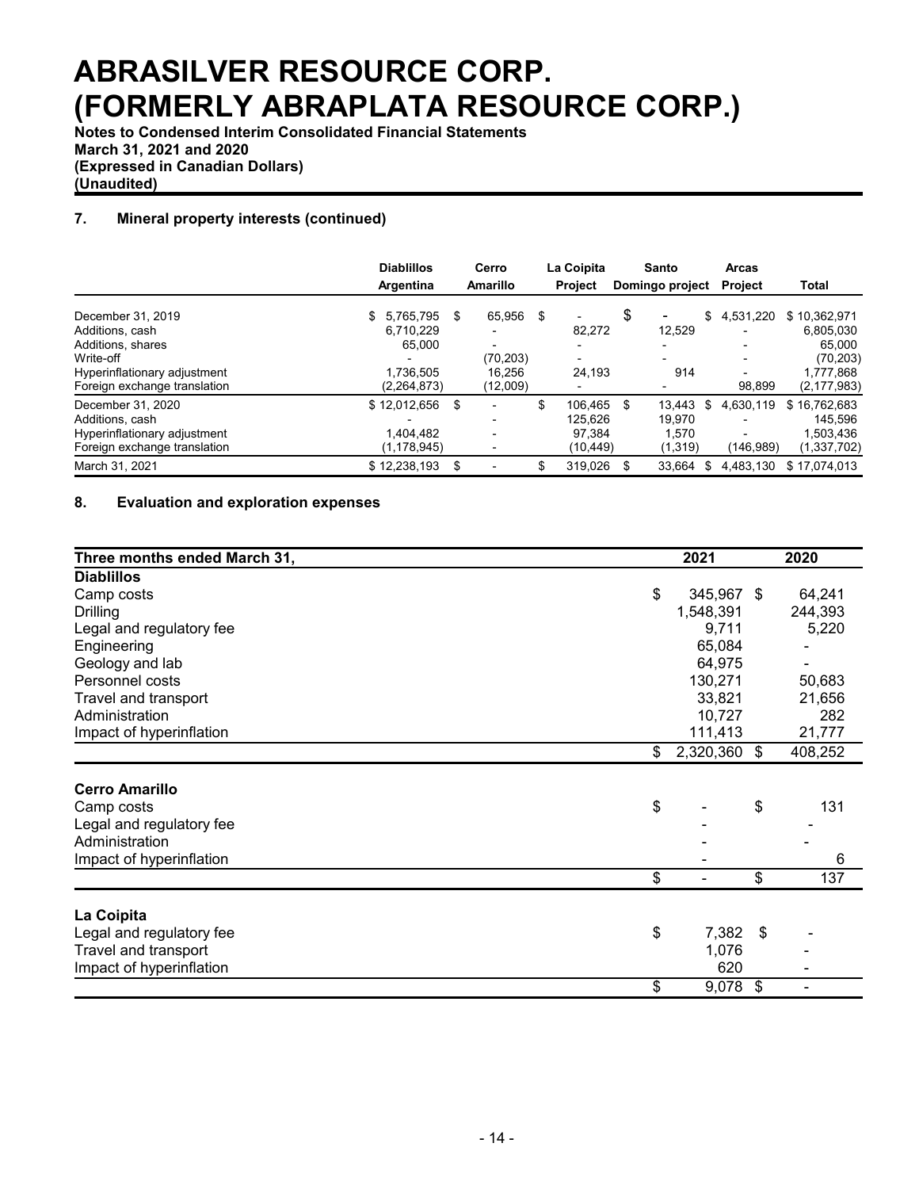## 7. Mineral property interests (continued)

| | Diablillos Argentina | Cerro Amarillo | La Coipita Project | Santo Domingo project | Arcas Project | Total |
|---|---|---|---|---|---|---|
| December 31, 2019 | $ 5,765,795 | $ 65,956 | $ - | $ - | $ 4,531,220 | $ 10,362,971 |
| Additions, cash | 6,710,229 | - | 82,272 | 12,529 | - | 6,805,030 |
| Additions, shares | 65,000 | - | - | - | - | 65,000 |
| Write-off | - | (70,203) | - | - | - | (70,203) |
| Hyperinflationary adjustment | 1,736,505 | 16,256 | 24,193 | 914 | - | 1,777,868 |
| Foreign exchange translation | (2,264,873) | (12,009) | - | - | 98,899 | (2,177,983) |
| December 31, 2020 | $ 12,012,656 | $ - | $ 106,465 | $ 13,443 | $ 4,630,119 | $ 16,762,683 |
| Additions, cash | - | - | 125,626 | 19,970 | - | 145,596 |
| Hyperinflationary adjustment | 1,404,482 | - | 97,384 | 1,570 | - | 1,503,436 |
| Foreign exchange translation | (1,178,945) | - | (10,449) | (1,319) | (146,989) | (1,337,702) |
| March 31, 2021 | $ 12,238,193 | $ - | $ 319,026 | $ 33,664 | $ 4,483,130 | $ 17,074,013 |

## 8. Evaluation and exploration expenses

| Three months ended March 31, | 2021 | 2020 |
|---|---|---|
| **Diablillos** | | |
| Camp costs | $ 345,967 | $ 64,241 |
| Drilling | 1,548,391 | 244,393 |
| Legal and regulatory fee | 9,711 | 5,220 |
| Engineering | 65,084 | - |
| Geology and lab | 64,975 | - |
| Personnel costs | 130,271 | 50,683 |
| Travel and transport | 33,821 | 21,656 |
| Administration | 10,727 | 282 |
| Impact of hyperinflation | 111,413 | 21,777 |
| | $ 2,320,360 | $ 408,252 |
| **Cerro Amarillo** | | |
| Camp costs | $ - | $ 131 |
| Legal and regulatory fee | - | - |
| Administration | - | - |
| Impact of hyperinflation | - | 6 |
| | $ - | $ 137 |
| **La Coipita** | | |
| Legal and regulatory fee | $ 7,382 | $ - |
| Travel and transport | 1,076 | - |
| Impact of hyperinflation | 620 | - |
| | $ 9,078 | $ - |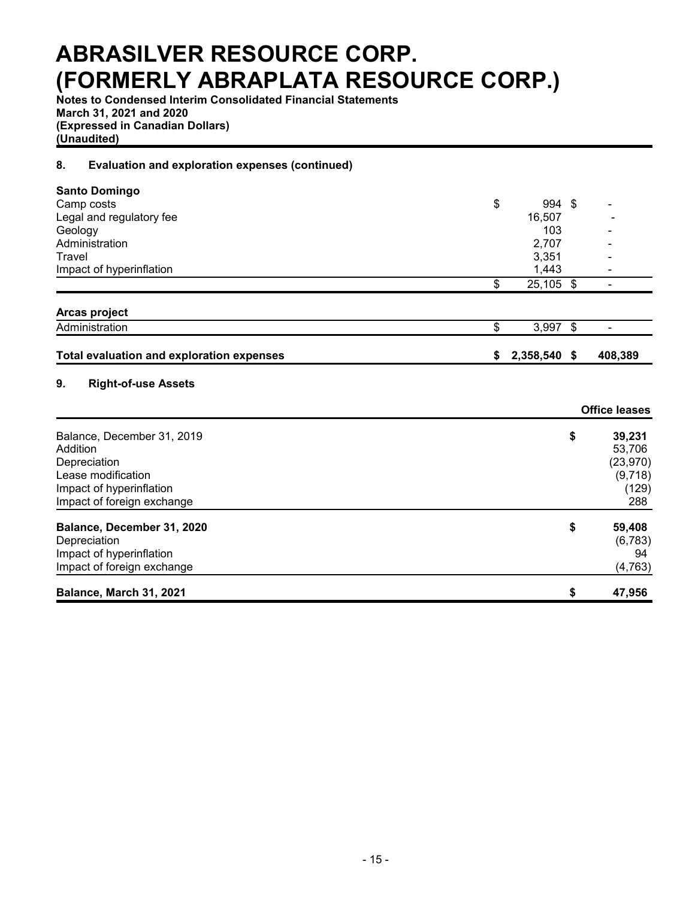# ABRASILVER RESOURCE CORP.
# (FORMERLY ABRAPLATA RESOURCE CORP.)

**Notes to Condensed Interim Consolidated Financial Statements**
**March 31, 2021 and 2020**
**(Expressed in Canadian Dollars)**
**(Unaudited)**

## 8. Evaluation and exploration expenses (continued)

| | | |
|---|---|---|
| **Santo Domingo** | | |
| Camp costs | $ 994 | $ - |
| Legal and regulatory fee | 16,507 | - |
| Geology | 103 | - |
| Administration | 2,707 | - |
| Travel | 3,351 | - |
| Impact of hyperinflation | 1,443 | - |
| | $ 25,105 | $ - |
| **Arcas project** | | |
| Administration | $ 3,997 | $ - |
| **Total evaluation and exploration expenses** | **$ 2,358,540** | **$ 408,389** |

## 9. Right-of-use Assets

| | Office leases |
|---|---|
| Balance, December 31, 2019 | $ 39,231 |
| Addition | 53,706 |
| Depreciation | (23,970) |
| Lease modification | (9,718) |
| Impact of hyperinflation | (129) |
| Impact of foreign exchange | 288 |
| **Balance, December 31, 2020** | **$ 59,408** |
| Depreciation | (6,783) |
| Impact of hyperinflation | 94 |
| Impact of foreign exchange | (4,763) |
| **Balance, March 31, 2021** | **$ 47,956** |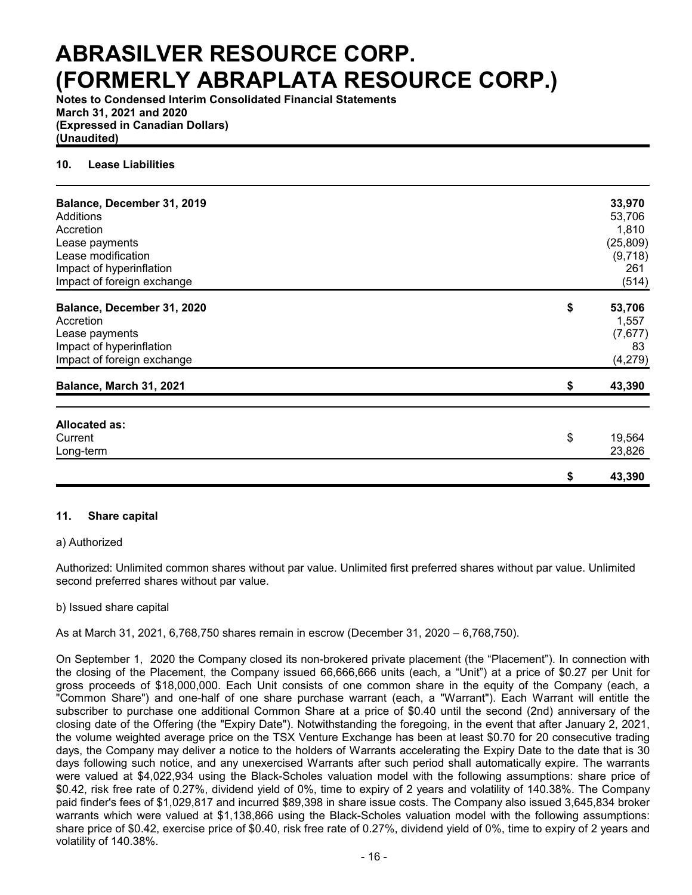## 10. Lease Liabilities

| | | |
|---|---|---|
| **Balance, December 31, 2019** | | **33,970** |
| Additions | | 53,706 |
| Accretion | | 1,810 |
| Lease payments | | (25,809) |
| Lease modification | | (9,718) |
| Impact of hyperinflation | | 261 |
| Impact of foreign exchange | | (514) |
| **Balance, December 31, 2020** | **$** | **53,706** |
| Accretion | | 1,557 |
| Lease payments | | (7,677) |
| Impact of hyperinflation | | 83 |
| Impact of foreign exchange | | (4,279) |
| **Balance, March 31, 2021** | **$** | **43,390** |

| | | |
|---|---|---|
| **Allocated as:** | | |
| Current | $ | 19,564 |
| Long-term | | 23,826 |
| | **$** | **43,390** |

## 11. Share capital

a) Authorized

Authorized: Unlimited common shares without par value. Unlimited first preferred shares without par value. Unlimited second preferred shares without par value.

b) Issued share capital

As at March 31, 2021, 6,768,750 shares remain in escrow (December 31, 2020 – 6,768,750).

On September 1, 2020 the Company closed its non-brokered private placement (the "Placement"). In connection with the closing of the Placement, the Company issued 66,666,666 units (each, a "Unit") at a price of $0.27 per Unit for gross proceeds of $18,000,000. Each Unit consists of one common share in the equity of the Company (each, a "Common Share") and one-half of one share purchase warrant (each, a "Warrant"). Each Warrant will entitle the subscriber to purchase one additional Common Share at a price of $0.40 until the second (2nd) anniversary of the closing date of the Offering (the "Expiry Date"). Notwithstanding the foregoing, in the event that after January 2, 2021, the volume weighted average price on the TSX Venture Exchange has been at least $0.70 for 20 consecutive trading days, the Company may deliver a notice to the holders of Warrants accelerating the Expiry Date to the date that is 30 days following such notice, and any unexercised Warrants after such period shall automatically expire. The warrants were valued at $4,022,934 using the Black-Scholes valuation model with the following assumptions: share price of $0.42, risk free rate of 0.27%, dividend yield of 0%, time to expiry of 2 years and volatility of 140.38%. The Company paid finder's fees of $1,029,817 and incurred $89,398 in share issue costs. The Company also issued 3,645,834 broker warrants which were valued at $1,138,866 using the Black-Scholes valuation model with the following assumptions: share price of $0.42, exercise price of $0.40, risk free rate of 0.27%, dividend yield of 0%, time to expiry of 2 years and volatility of 140.38%.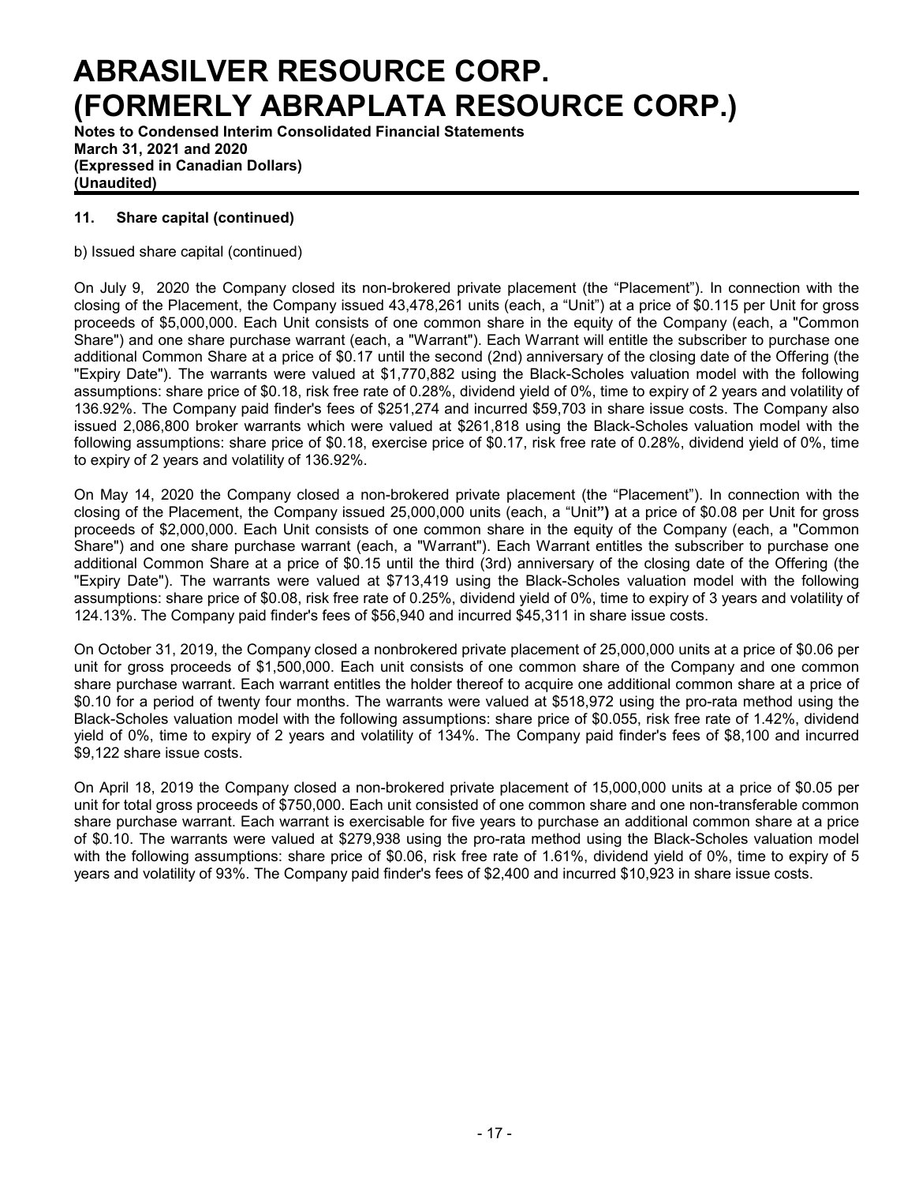## 11. Share capital (continued)

b) Issued share capital (continued)

On July 9, 2020 the Company closed its non-brokered private placement (the "Placement"). In connection with the closing of the Placement, the Company issued 43,478,261 units (each, a "Unit") at a price of $0.115 per Unit for gross proceeds of $5,000,000. Each Unit consists of one common share in the equity of the Company (each, a "Common Share") and one share purchase warrant (each, a "Warrant"). Each Warrant will entitle the subscriber to purchase one additional Common Share at a price of $0.17 until the second (2nd) anniversary of the closing date of the Offering (the "Expiry Date"). The warrants were valued at $1,770,882 using the Black-Scholes valuation model with the following assumptions: share price of $0.18, risk free rate of 0.28%, dividend yield of 0%, time to expiry of 2 years and volatility of 136.92%. The Company paid finder's fees of $251,274 and incurred $59,703 in share issue costs. The Company also issued 2,086,800 broker warrants which were valued at $261,818 using the Black-Scholes valuation model with the following assumptions: share price of $0.18, exercise price of $0.17, risk free rate of 0.28%, dividend yield of 0%, time to expiry of 2 years and volatility of 136.92%.

On May 14, 2020 the Company closed a non-brokered private placement (the "Placement"). In connection with the closing of the Placement, the Company issued 25,000,000 units (each, a "Unit") at a price of $0.08 per Unit for gross proceeds of $2,000,000. Each Unit consists of one common share in the equity of the Company (each, a "Common Share") and one share purchase warrant (each, a "Warrant"). Each Warrant entitles the subscriber to purchase one additional Common Share at a price of $0.15 until the third (3rd) anniversary of the closing date of the Offering (the "Expiry Date"). The warrants were valued at $713,419 using the Black-Scholes valuation model with the following assumptions: share price of $0.08, risk free rate of 0.25%, dividend yield of 0%, time to expiry of 3 years and volatility of 124.13%. The Company paid finder's fees of $56,940 and incurred $45,311 in share issue costs.

On October 31, 2019, the Company closed a nonbrokered private placement of 25,000,000 units at a price of $0.06 per unit for gross proceeds of $1,500,000. Each unit consists of one common share of the Company and one common share purchase warrant. Each warrant entitles the holder thereof to acquire one additional common share at a price of $0.10 for a period of twenty four months. The warrants were valued at $518,972 using the pro-rata method using the Black-Scholes valuation model with the following assumptions: share price of $0.055, risk free rate of 1.42%, dividend yield of 0%, time to expiry of 2 years and volatility of 134%. The Company paid finder's fees of $8,100 and incurred $9,122 share issue costs.

On April 18, 2019 the Company closed a non-brokered private placement of 15,000,000 units at a price of $0.05 per unit for total gross proceeds of $750,000. Each unit consisted of one common share and one non-transferable common share purchase warrant. Each warrant is exercisable for five years to purchase an additional common share at a price of $0.10. The warrants were valued at $279,938 using the pro-rata method using the Black-Scholes valuation model with the following assumptions: share price of $0.06, risk free rate of 1.61%, dividend yield of 0%, time to expiry of 5 years and volatility of 93%. The Company paid finder's fees of $2,400 and incurred $10,923 in share issue costs.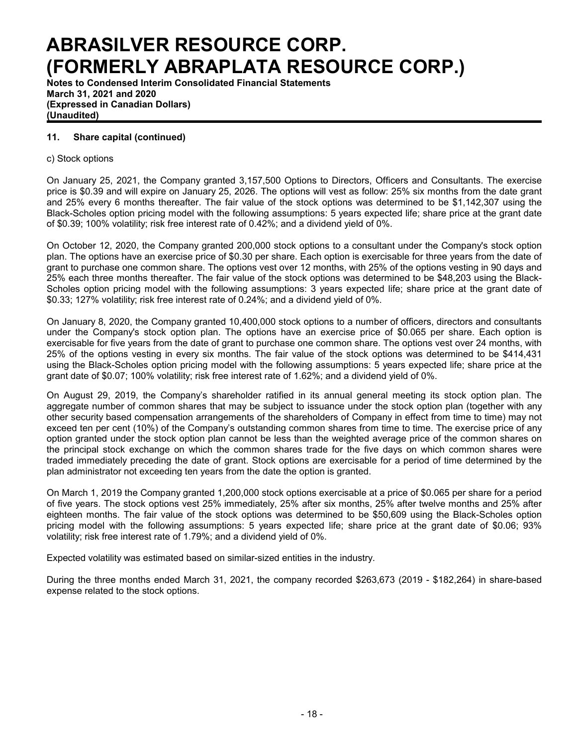## 11. Share capital (continued)

c) Stock options

On January 25, 2021, the Company granted 3,157,500 Options to Directors, Officers and Consultants. The exercise price is \$0.39 and will expire on January 25, 2026. The options will vest as follow: 25% six months from the date grant and 25% every 6 months thereafter. The fair value of the stock options was determined to be \$1,142,307 using the Black-Scholes option pricing model with the following assumptions: 5 years expected life; share price at the grant date of \$0.39; 100% volatility; risk free interest rate of 0.42%; and a dividend yield of 0%.

On October 12, 2020, the Company granted 200,000 stock options to a consultant under the Company's stock option plan. The options have an exercise price of \$0.30 per share. Each option is exercisable for three years from the date of grant to purchase one common share. The options vest over 12 months, with 25% of the options vesting in 90 days and 25% each three months thereafter. The fair value of the stock options was determined to be \$48,203 using the Black-Scholes option pricing model with the following assumptions: 3 years expected life; share price at the grant date of \$0.33; 127% volatility; risk free interest rate of 0.24%; and a dividend yield of 0%.

On January 8, 2020, the Company granted 10,400,000 stock options to a number of officers, directors and consultants under the Company's stock option plan. The options have an exercise price of \$0.065 per share. Each option is exercisable for five years from the date of grant to purchase one common share. The options vest over 24 months, with 25% of the options vesting in every six months. The fair value of the stock options was determined to be \$414,431 using the Black-Scholes option pricing model with the following assumptions: 5 years expected life; share price at the grant date of \$0.07; 100% volatility; risk free interest rate of 1.62%; and a dividend yield of 0%.

On August 29, 2019, the Company's shareholder ratified in its annual general meeting its stock option plan. The aggregate number of common shares that may be subject to issuance under the stock option plan (together with any other security based compensation arrangements of the shareholders of Company in effect from time to time) may not exceed ten per cent (10%) of the Company's outstanding common shares from time to time. The exercise price of any option granted under the stock option plan cannot be less than the weighted average price of the common shares on the principal stock exchange on which the common shares trade for the five days on which common shares were traded immediately preceding the date of grant. Stock options are exercisable for a period of time determined by the plan administrator not exceeding ten years from the date the option is granted.

On March 1, 2019 the Company granted 1,200,000 stock options exercisable at a price of \$0.065 per share for a period of five years. The stock options vest 25% immediately, 25% after six months, 25% after twelve months and 25% after eighteen months. The fair value of the stock options was determined to be \$50,609 using the Black-Scholes option pricing model with the following assumptions: 5 years expected life; share price at the grant date of \$0.06; 93% volatility; risk free interest rate of 1.79%; and a dividend yield of 0%.

Expected volatility was estimated based on similar-sized entities in the industry.

During the three months ended March 31, 2021, the company recorded \$263,673 (2019 - \$182,264) in share-based expense related to the stock options.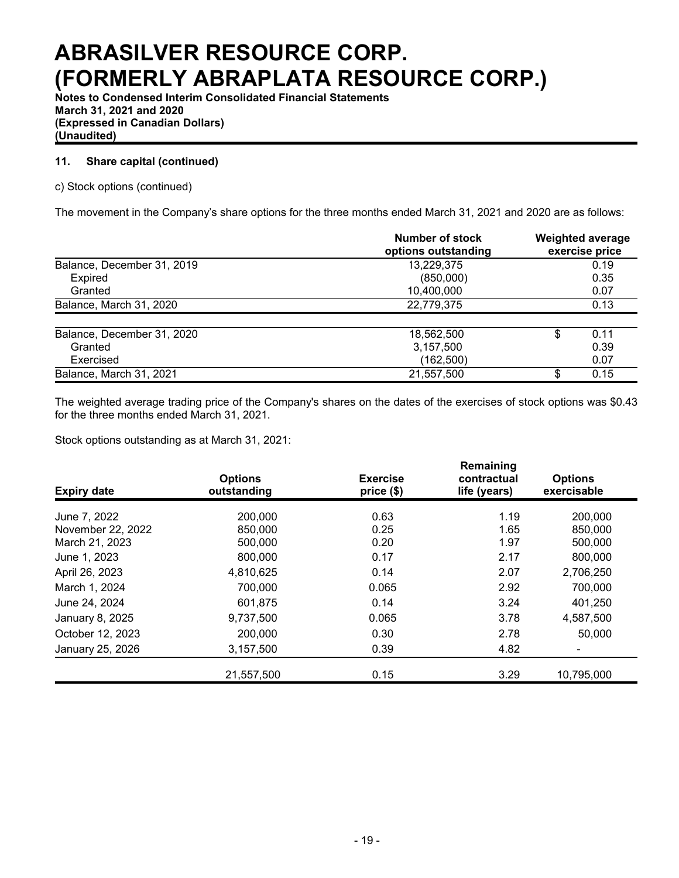# ABRASILVER RESOURCE CORP. (FORMERLY ABRAPLATA RESOURCE CORP.)

**Notes to Condensed Interim Consolidated Financial Statements**
**March 31, 2021 and 2020**
**(Expressed in Canadian Dollars)**
**(Unaudited)**

### 11. Share capital (continued)

c) Stock options (continued)

The movement in the Company's share options for the three months ended March 31, 2021 and 2020 are as follows:

| | Number of stock options outstanding | Weighted average exercise price |
|---|---|---|
| Balance, December 31, 2019 | 13,229,375 | 0.19 |
| Expired | (850,000) | 0.35 |
| Granted | 10,400,000 | 0.07 |
| Balance, March 31, 2020 | 22,779,375 | 0.13 |
| | | |
| Balance, December 31, 2020 | 18,562,500 | $ 0.11 |
| Granted | 3,157,500 | 0.39 |
| Exercised | (162,500) | 0.07 |
| Balance, March 31, 2021 | 21,557,500 | $ 0.15 |

The weighted average trading price of the Company's shares on the dates of the exercises of stock options was $0.43 for the three months ended March 31, 2021.

Stock options outstanding as at March 31, 2021:

| Expiry date | Options outstanding | Exercise price ($) | Remaining contractual life (years) | Options exercisable |
|---|---|---|---|---|
| June 7, 2022 | 200,000 | 0.63 | 1.19 | 200,000 |
| November 22, 2022 | 850,000 | 0.25 | 1.65 | 850,000 |
| March 21, 2023 | 500,000 | 0.20 | 1.97 | 500,000 |
| June 1, 2023 | 800,000 | 0.17 | 2.17 | 800,000 |
| April 26, 2023 | 4,810,625 | 0.14 | 2.07 | 2,706,250 |
| March 1, 2024 | 700,000 | 0.065 | 2.92 | 700,000 |
| June 24, 2024 | 601,875 | 0.14 | 3.24 | 401,250 |
| January 8, 2025 | 9,737,500 | 0.065 | 3.78 | 4,587,500 |
| October 12, 2023 | 200,000 | 0.30 | 2.78 | 50,000 |
| January 25, 2026 | 3,157,500 | 0.39 | 4.82 | - |
| | 21,557,500 | 0.15 | 3.29 | 10,795,000 |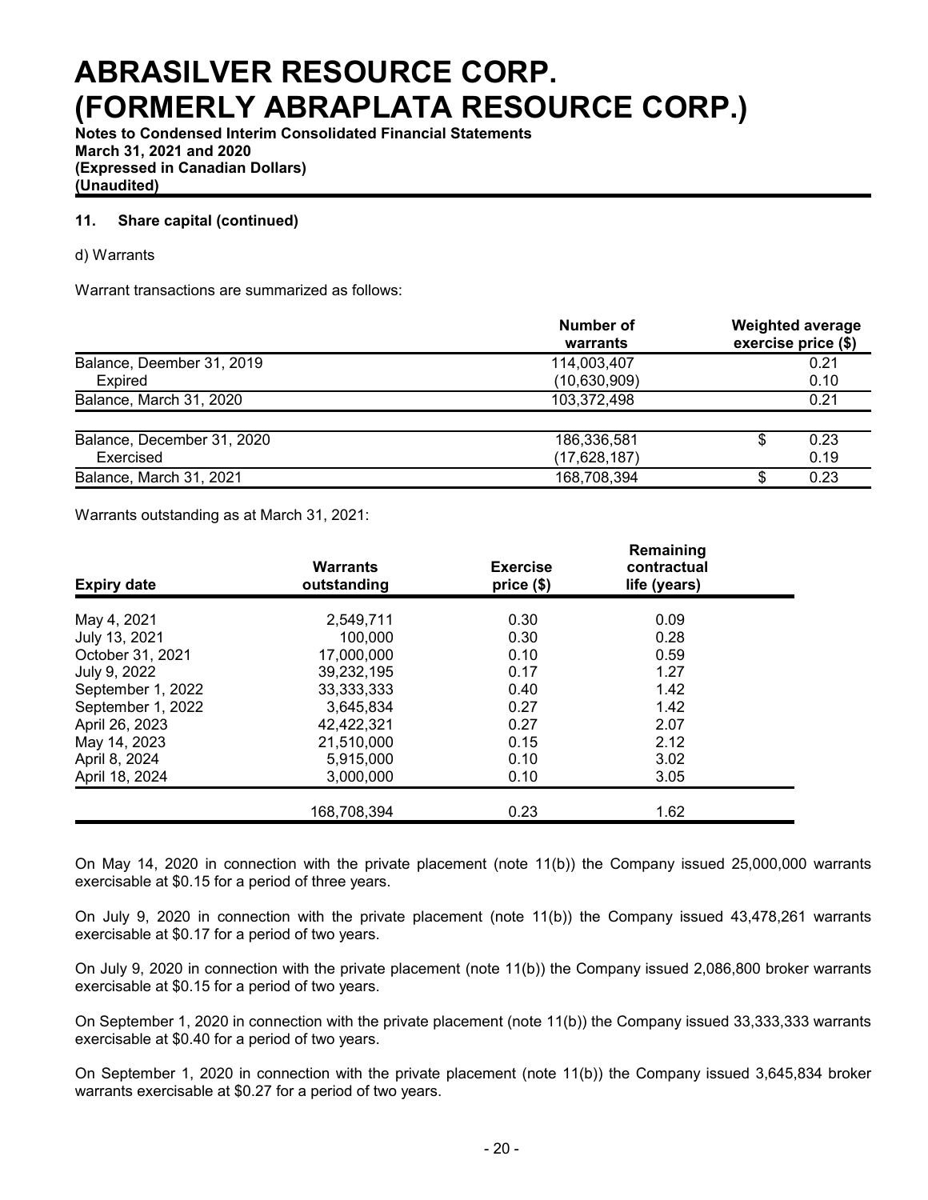# ABRASILVER RESOURCE CORP. (FORMERLY ABRAPLATA RESOURCE CORP.)

**Notes to Condensed Interim Consolidated Financial Statements**
**March 31, 2021 and 2020**
**(Expressed in Canadian Dollars)**
**(Unaudited)**

### 11. Share capital (continued)

d) Warrants

Warrant transactions are summarized as follows:

| | Number of warrants | Weighted average exercise price ($) |
|---|---|---|
| Balance, Deember 31, 2019 | 114,003,407 | 0.21 |
| Expired | (10,630,909) | 0.10 |
| Balance, March 31, 2020 | 103,372,498 | 0.21 |
| | | |
| Balance, December 31, 2020 | 186,336,581 | $ 0.23 |
| Exercised | (17,628,187) | 0.19 |
| Balance, March 31, 2021 | 168,708,394 | $ 0.23 |

Warrants outstanding as at March 31, 2021:

| Expiry date | Warrants outstanding | Exercise price ($) | Remaining contractual life (years) |
|---|---|---|---|
| May 4, 2021 | 2,549,711 | 0.30 | 0.09 |
| July 13, 2021 | 100,000 | 0.30 | 0.28 |
| October 31, 2021 | 17,000,000 | 0.10 | 0.59 |
| July 9, 2022 | 39,232,195 | 0.17 | 1.27 |
| September 1, 2022 | 33,333,333 | 0.40 | 1.42 |
| September 1, 2022 | 3,645,834 | 0.27 | 1.42 |
| April 26, 2023 | 42,422,321 | 0.27 | 2.07 |
| May 14, 2023 | 21,510,000 | 0.15 | 2.12 |
| April 8, 2024 | 5,915,000 | 0.10 | 3.02 |
| April 18, 2024 | 3,000,000 | 0.10 | 3.05 |
| | 168,708,394 | 0.23 | 1.62 |

On May 14, 2020 in connection with the private placement (note 11(b)) the Company issued 25,000,000 warrants exercisable at $0.15 for a period of three years.

On July 9, 2020 in connection with the private placement (note 11(b)) the Company issued 43,478,261 warrants exercisable at $0.17 for a period of two years.

On July 9, 2020 in connection with the private placement (note 11(b)) the Company issued 2,086,800 broker warrants exercisable at $0.15 for a period of two years.

On September 1, 2020 in connection with the private placement (note 11(b)) the Company issued 33,333,333 warrants exercisable at $0.40 for a period of two years.

On September 1, 2020 in connection with the private placement (note 11(b)) the Company issued 3,645,834 broker warrants exercisable at $0.27 for a period of two years.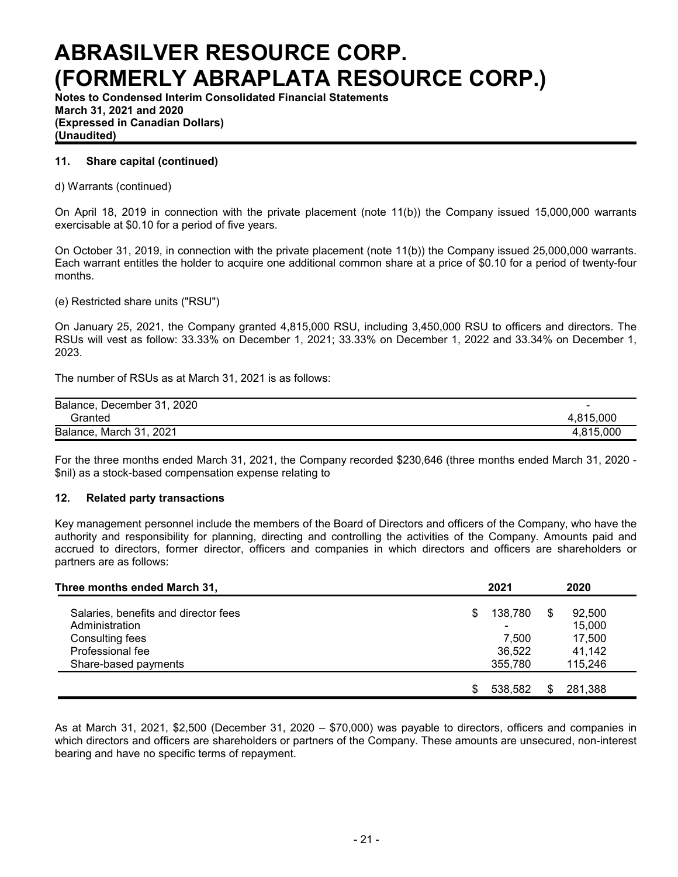# ABRASILVER RESOURCE CORP. (FORMERLY ABRAPLATA RESOURCE CORP.)

**Notes to Condensed Interim Consolidated Financial Statements**
**March 31, 2021 and 2020**
**(Expressed in Canadian Dollars)**
**(Unaudited)**

### 11. Share capital (continued)

d) Warrants (continued)

On April 18, 2019 in connection with the private placement (note 11(b)) the Company issued 15,000,000 warrants exercisable at $0.10 for a period of five years.

On October 31, 2019, in connection with the private placement (note 11(b)) the Company issued 25,000,000 warrants. Each warrant entitles the holder to acquire one additional common share at a price of $0.10 for a period of twenty-four months.

(e) Restricted share units ("RSU")

On January 25, 2021, the Company granted 4,815,000 RSU, including 3,450,000 RSU to officers and directors. The RSUs will vest as follow: 33.33% on December 1, 2021; 33.33% on December 1, 2022 and 33.34% on December 1, 2023.

The number of RSUs as at March 31, 2021 is as follows:

| | |
|---|---|
| Balance, December 31, 2020 | - |
| Granted | 4,815,000 |
| Balance, March 31, 2021 | 4,815,000 |

For the three months ended March 31, 2021, the Company recorded $230,646 (three months ended March 31, 2020 - $nil) as a stock-based compensation expense relating to

### 12. Related party transactions

Key management personnel include the members of the Board of Directors and officers of the Company, who have the authority and responsibility for planning, directing and controlling the activities of the Company. Amounts paid and accrued to directors, former director, officers and companies in which directors and officers are shareholders or partners are as follows:

| Three months ended March 31, | 2021 | 2020 |
|---|---|---|
| Salaries, benefits and director fees | $ 138,780 | $ 92,500 |
| Administration | - | 15,000 |
| Consulting fees | 7,500 | 17,500 |
| Professional fee | 36,522 | 41,142 |
| Share-based payments | 355,780 | 115,246 |
| | $ 538,582 | $ 281,388 |

As at March 31, 2021, $2,500 (December 31, 2020 – $70,000) was payable to directors, officers and companies in which directors and officers are shareholders or partners of the Company. These amounts are unsecured, non-interest bearing and have no specific terms of repayment.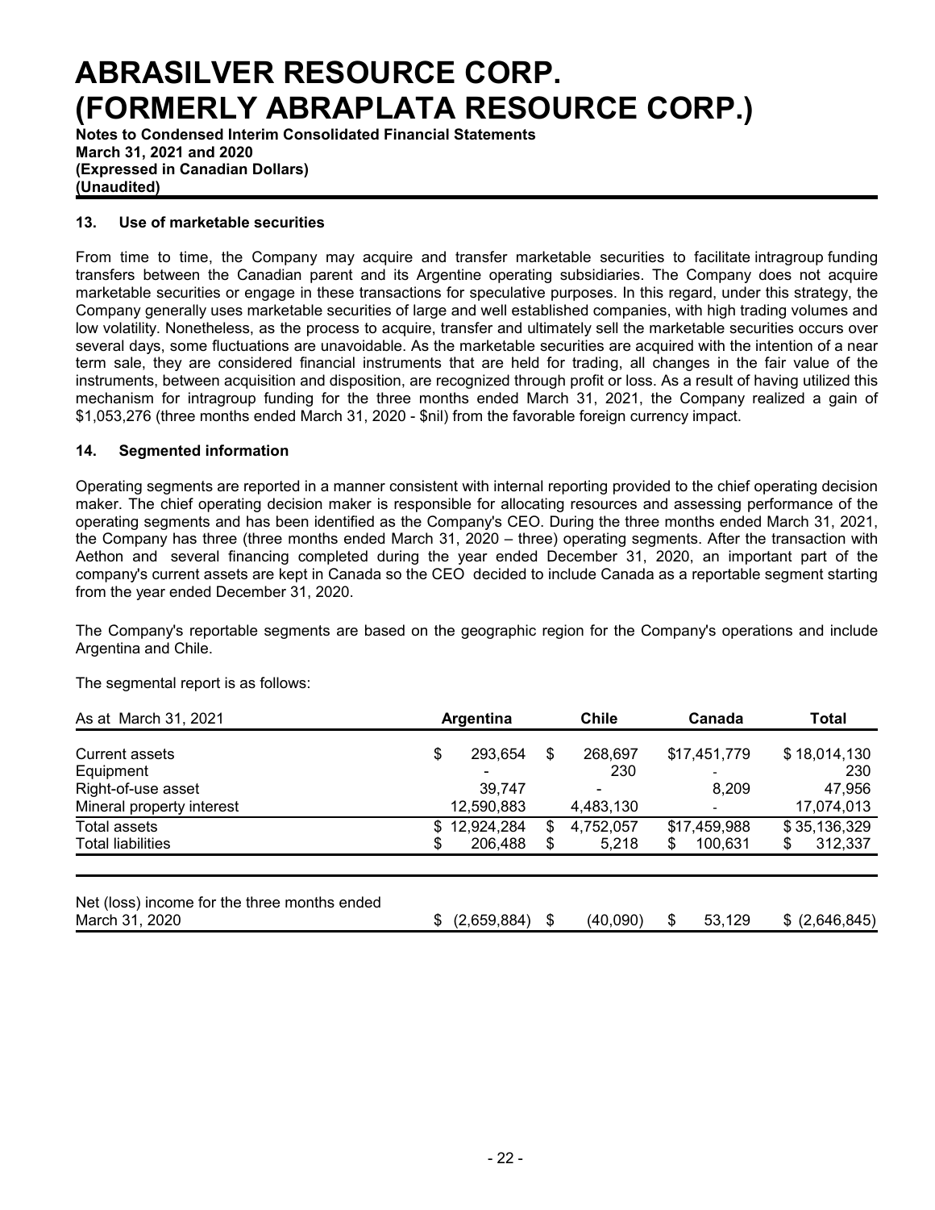## 13. Use of marketable securities

From time to time, the Company may acquire and transfer marketable securities to facilitate intragroup funding transfers between the Canadian parent and its Argentine operating subsidiaries. The Company does not acquire marketable securities or engage in these transactions for speculative purposes. In this regard, under this strategy, the Company generally uses marketable securities of large and well established companies, with high trading volumes and low volatility. Nonetheless, as the process to acquire, transfer and ultimately sell the marketable securities occurs over several days, some fluctuations are unavoidable. As the marketable securities are acquired with the intention of a near term sale, they are considered financial instruments that are held for trading, all changes in the fair value of the instruments, between acquisition and disposition, are recognized through profit or loss. As a result of having utilized this mechanism for intragroup funding for the three months ended March 31, 2021, the Company realized a gain of $1,053,276 (three months ended March 31, 2020 - $nil) from the favorable foreign currency impact.

## 14. Segmented information

Operating segments are reported in a manner consistent with internal reporting provided to the chief operating decision maker. The chief operating decision maker is responsible for allocating resources and assessing performance of the operating segments and has been identified as the Company's CEO. During the three months ended March 31, 2021, the Company has three (three months ended March 31, 2020 – three) operating segments. After the transaction with Aethon and several financing completed during the year ended December 31, 2020, an important part of the company's current assets are kept in Canada so the CEO decided to include Canada as a reportable segment starting from the year ended December 31, 2020.

The Company's reportable segments are based on the geographic region for the Company's operations and include Argentina and Chile.

The segmental report is as follows:

| As at March 31, 2021 | Argentina | Chile | Canada | Total |
|---|---|---|---|---|
| Current assets | $ 293,654 | $ 268,697 | $17,451,779 | $ 18,014,130 |
| Equipment | - | 230 | - | 230 |
| Right-of-use asset | 39,747 | - | 8,209 | 47,956 |
| Mineral property interest | 12,590,883 | 4,483,130 | - | 17,074,013 |
| Total assets | $ 12,924,284 | $ 4,752,057 | $17,459,988 | $ 35,136,329 |
| Total liabilities | $ 206,488 | $ 5,218 | $ 100,631 | $ 312,337 |
| | | | | |
| Net (loss) income for the three months ended March 31, 2020 | $ (2,659,884) | $ (40,090) | $ 53,129 | $ (2,646,845) |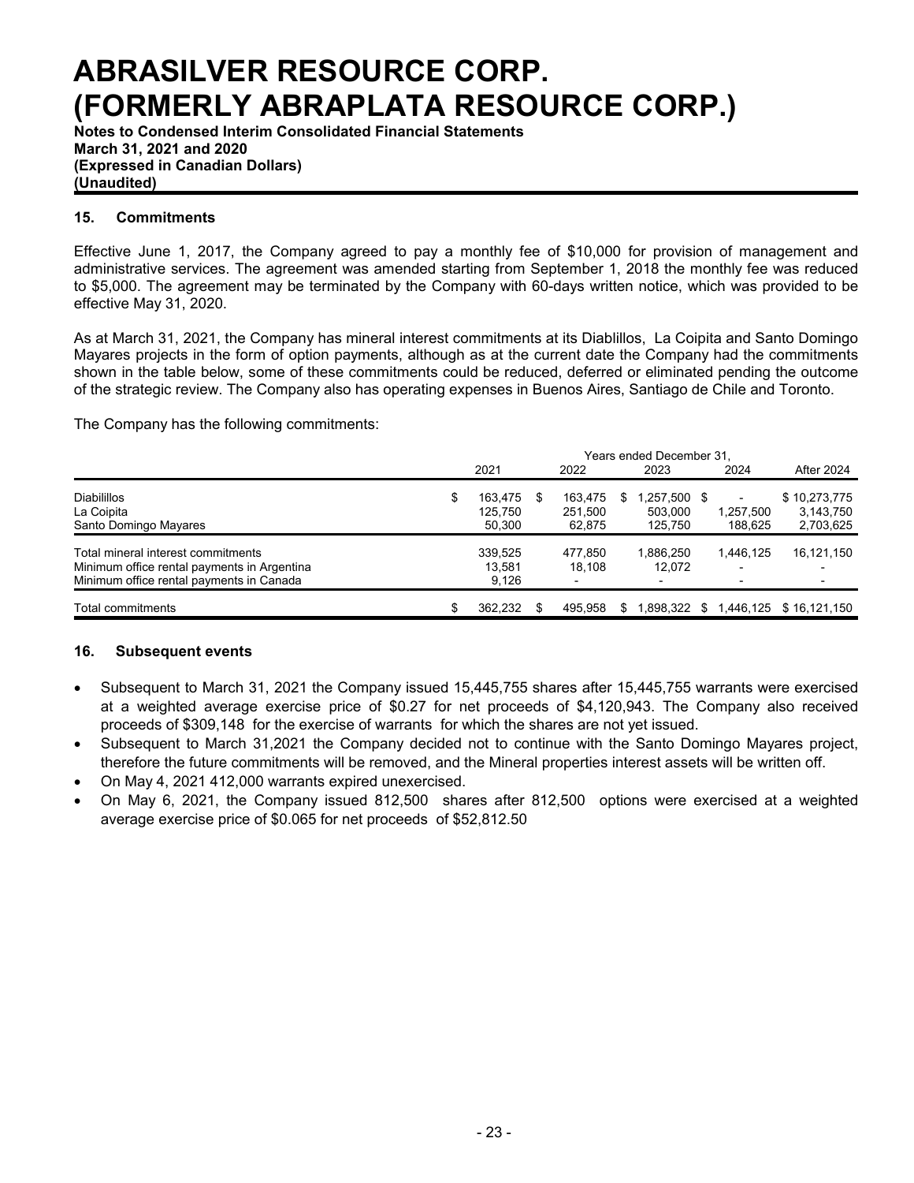# ABRASILVER RESOURCE CORP.
# (FORMERLY ABRAPLATA RESOURCE CORP.)

**Notes to Condensed Interim Consolidated Financial Statements**
**March 31, 2021 and 2020**
**(Expressed in Canadian Dollars)**
**(Unaudited)**

## 15. Commitments

Effective June 1, 2017, the Company agreed to pay a monthly fee of $10,000 for provision of management and administrative services. The agreement was amended starting from September 1, 2018 the monthly fee was reduced to $5,000. The agreement may be terminated by the Company with 60-days written notice, which was provided to be effective May 31, 2020.

As at March 31, 2021, the Company has mineral interest commitments at its Diablillos, La Coipita and Santo Domingo Mayares projects in the form of option payments, although as at the current date the Company had the commitments shown in the table below, some of these commitments could be reduced, deferred or eliminated pending the outcome of the strategic review. The Company also has operating expenses in Buenos Aires, Santiago de Chile and Toronto.

The Company has the following commitments:

| | Years ended December 31, | | | | |
|---|---|---|---|---|---|
| | 2021 | 2022 | 2023 | 2024 | After 2024 |
| Diabilillos | $ 163,475 | $ 163,475 | $ 1,257,500 | $ - | $ 10,273,775 |
| La Coipita | 125,750 | 251,500 | 503,000 | 1,257,500 | 3,143,750 |
| Santo Domingo Mayares | 50,300 | 62,875 | 125,750 | 188,625 | 2,703,625 |
| Total mineral interest commitments | 339,525 | 477,850 | 1,886,250 | 1,446,125 | 16,121,150 |
| Minimum office rental payments in Argentina | 13,581 | 18,108 | 12,072 | - | - |
| Minimum office rental payments in Canada | 9,126 | - | - | - | - |
| Total commitments | $ 362,232 | $ 495,958 | $ 1,898,322 | $ 1,446,125 | $ 16,121,150 |

## 16. Subsequent events

- Subsequent to March 31, 2021 the Company issued 15,445,755 shares after 15,445,755 warrants were exercised at a weighted average exercise price of $0.27 for net proceeds of $4,120,943. The Company also received proceeds of $309,148 for the exercise of warrants for which the shares are not yet issued.
- Subsequent to March 31,2021 the Company decided not to continue with the Santo Domingo Mayares project, therefore the future commitments will be removed, and the Mineral properties interest assets will be written off.
- On May 4, 2021 412,000 warrants expired unexercised.
- On May 6, 2021, the Company issued 812,500 shares after 812,500 options were exercised at a weighted average exercise price of $0.065 for net proceeds of $52,812.50